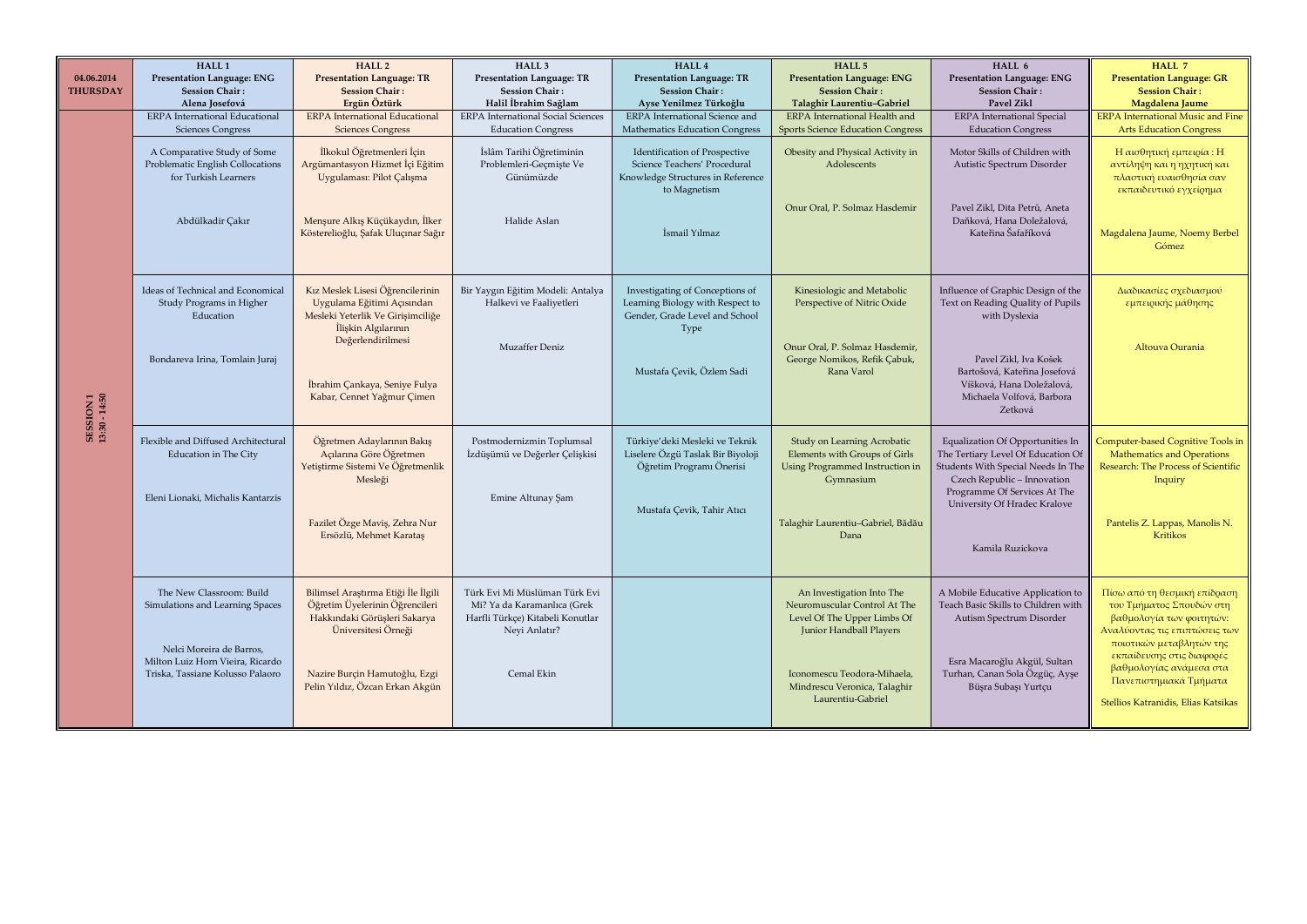| 04.06.2014 THURSDAY | HALL 1 Presentation Language: ENG Session Chair : Alena Josefová | HALL 2 Presentation Language: TR Session Chair : Ergün Öztürk | HALL 3 Presentation Language: TR Session Chair : Halil İbrahim Sağlam | HALL 4 Presentation Language: TR Session Chair : Ayse Yenilmez Türkoğlu | HALL 5 Presentation Language: ENG Session Chair : Talaghir Laurentiu–Gabriel | HALL 6 Presentation Language: ENG Session Chair : Pavel Zikl | HALL 7 Presentation Language: GR Session Chair : Magdalena Jaume |
|---|---|---|---|---|---|---|---|
| SESSION 1 13:30 - 14:50 | ERPA International Educational Sciences Congress | ERPA International Educational Sciences Congress | ERPA International Social Sciences Education Congress | ERPA International Science and Mathematics Education Congress | ERPA International Health and Sports Science Education Congress | ERPA International Special Education Congress | ERPA International Music and Fine Arts Education Congress |
| | A Comparative Study of Some Problematic English Collocations for Turkish Learners<br><br>Abdülkadir Çakır | İlkokul Öğretmenleri İçin Argümantasyon Hizmet İçi Eğitim Uygulaması: Pilot Çalışma<br><br>Menşure Alkış Küçükaydın, İlker Kösterelioğlu, Şafak Uluçınar Sağır | İslâm Tarihi Öğretiminin Problemleri-Geçmişte Ve Günümüzde<br><br>Halide Aslan | Identification of Prospective Science Teachers' Procedural Knowledge Structures in Reference to Magnetism<br><br>İsmail Yılmaz | Obesity and Physical Activity in Adolescents<br><br>Onur Oral, P. Solmaz Hasdemir | Motor Skills of Children with Autistic Spectrum Disorder<br><br>Pavel Zikl, Dita Petrů, Aneta Daňková, Hana Doležalová, Kateřina Šafaříková | Η αισθητική εμπειρία : Η αντίληψη και η ηχητική και πλαστική ευαισθησία σαν εκπαιδευτικό εγχείρημα<br><br>Magdalena Jaume, Noemy Berbel Gómez |
| | Ideas of Technical and Economical Study Programs in Higher Education<br><br>Bondareva Irina, Tomlain Juraj | Kız Meslek Lisesi Öğrencilerinin Uygulama Eğitimi Açısından Mesleki Yeterlik Ve Girişimciliğe İlişkin Algılarının Değerlendirilmesi<br><br>İbrahim Çankaya, Seniye Fulya Kabar, Cennet Yağmur Çimen | Bir Yaygın Eğitim Modeli: Antalya Halkevi ve Faaliyetleri<br><br>Muzaffer Deniz | Investigating of Conceptions of Learning Biology with Respect to Gender, Grade Level and School Type<br><br>Mustafa Çevik, Özlem Sadi | Kinesiologic and Metabolic Perspective of Nitric Oxide<br><br>Onur Oral, P. Solmaz Hasdemir, George Nomikos, Refik Çabuk, Rana Varol | Influence of Graphic Design of the Text on Reading Quality of Pupils with Dyslexia<br><br>Pavel Zikl, Iva Košek Bartošová, Kateřina Josefová Víšková, Hana Doležalová, Michaela Volfová, Barbora Zetková | Διαδικασίες σχεδιασμού εμπειρικής μάθησης<br><br>Altouva Ourania |
| | Flexible and Diffused Architectural Education in The City<br><br>Eleni Lionaki, Michalis Kantarzis | Öğretmen Adaylarının Bakış Açılarına Göre Öğretmen Yetiştirme Sistemi Ve Öğretmenlik Mesleği<br><br>Fazilet Özge Maviş, Zehra Nur Ersözlü, Mehmet Karataş | Postmodernizmin Toplumsal İzdüşümü ve Değerler Çelişkisi<br><br>Emine Altunay Şam | Türkiye'deki Mesleki ve Teknik Liselere Özgü Taslak Bir Biyoloji Öğretim Programı Önerisi<br><br>Mustafa Çevik, Tahir Atıcı | Study on Learning Acrobatic Elements with Groups of Girls Using Programmed Instruction in Gymnasium<br><br>Talaghir Laurentiu–Gabriel, Bădău Dana | Equalization Of Opportunities In The Tertiary Level Of Education Of Students With Special Needs In The Czech Republic – Innovation Programme Of Services At The University Of Hradec Kralove<br><br>Kamila Ruzickova | Computer-based Cognitive Tools in Mathematics and Operations Research: The Process of Scientific Inquiry<br><br>Pantelis Z. Lappas, Manolis N. Kritikos |
| | The New Classroom: Build Simulations and Learning Spaces<br><br>Nelci Moreira de Barros, Milton Luiz Horn Vieira, Ricardo Triska, Tassiane Kolusso Palaoro | Bilimsel Araştırma Etiği İle İlgili Öğretim Üyelerinin Öğrencileri Hakkındaki Görüşleri Sakarya Üniversitesi Örneği<br><br>Nazire Burçin Hamutoğlu, Ezgi Pelin Yıldız, Özcan Erkan Akgün | Türk Evi Mi Müslüman Türk Evi Mi? Ya da Karamanlıca (Grek Harfli Türkçe) Kitabeli Konutlar Neyi Anlatır?<br><br>Cemal Ekin | | An Investigation Into The Neuromuscular Control At The Level Of The Upper Limbs Of Junior Handball Players<br><br>Iconomescu Teodora-Mihaela, Mindrescu Veronica, Talaghir Laurentiu-Gabriel | A Mobile Educative Application to Teach Basic Skills to Children with Autism Spectrum Disorder<br><br>Esra Macaroğlu Akgül, Sultan Turhan, Canan Sola Özgüç, Ayşe Büşra Subaşı Yurtçu | Πίσω από τη θεσμική επίδραση του Τμήματος Σπουδών στη βαθμολογία των φοιτητών: Αναλύοντας τις επιπτώσεις των ποιοτικών μεταβλητών της εκπαίδευσης στις διαφορές βαθμολογίας ανάμεσα στα Πανεπιστημιακά Τμήματα<br><br>Stellios Katranidis, Elias Katsikas |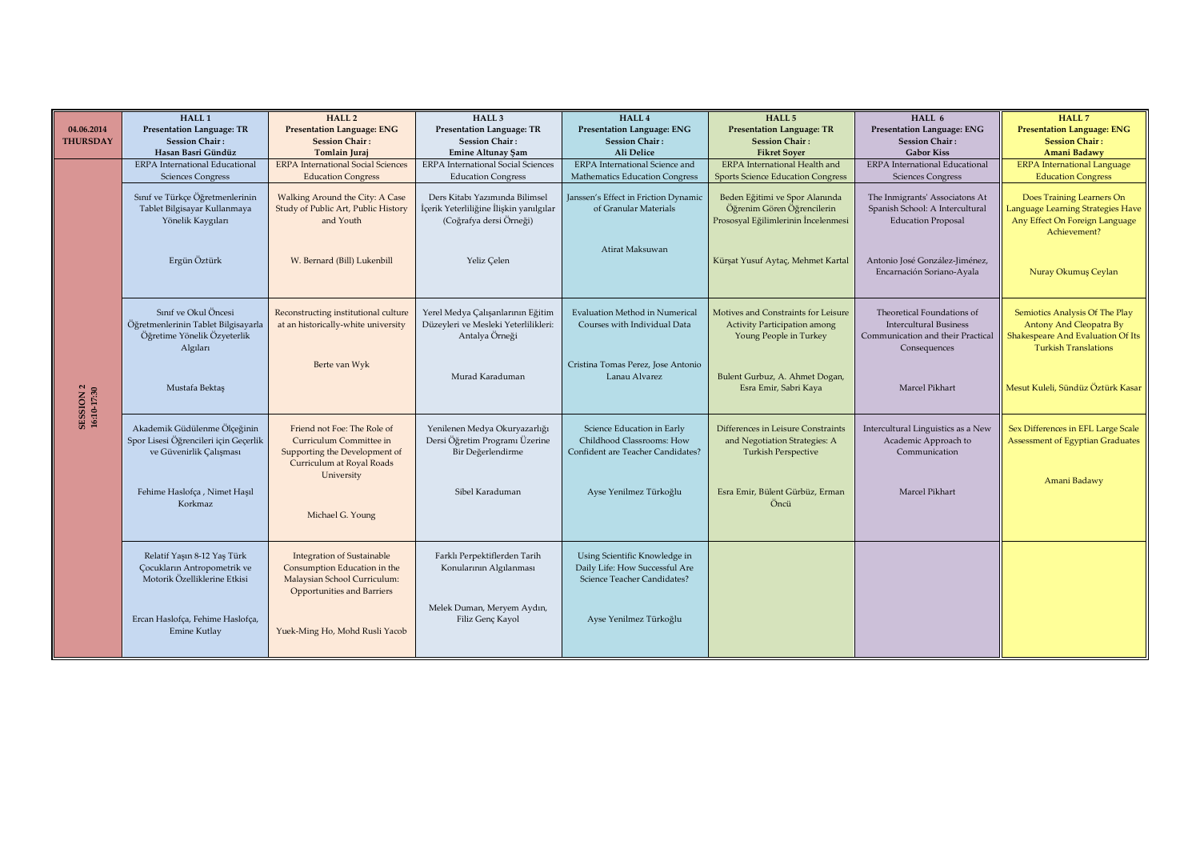| 04.06.2014 THURSDAY | HALL 1<br>Presentation Language: TR<br>Session Chair:<br>Hasan Basri Gündüz | HALL 2<br>Presentation Language: ENG<br>Session Chair:<br>Tomlain Juraj | HALL 3<br>Presentation Language: TR<br>Session Chair:<br>Emine Altunay Şam | HALL 4<br>Presentation Language: ENG<br>Session Chair:<br>Ali Delice | HALL 5<br>Presentation Language: TR<br>Session Chair:<br>Fikret Soyer | HALL 6<br>Presentation Language: ENG<br>Session Chair:<br>Gabor Kiss | HALL 7<br>Presentation Language: ENG<br>Session Chair:<br>Amani Badawy |
|---|---|---|---|---|---|---|---|
| SESSION 2<br>16:10-17:30 | ERPA International Educational Sciences Congress | ERPA International Social Sciences Education Congress | ERPA International Social Sciences Education Congress | ERPA International Science and Mathematics Education Congress | ERPA International Health and Sports Science Education Congress | ERPA International Educational Sciences Congress | ERPA International Language Education Congress |
| | Sınıf ve Türkçe Öğretmenlerinin Tablet Bilgisayar Kullanmaya Yönelik Kaygıları<br><br>Ergün Öztürk | Walking Around the City: A Case Study of Public Art, Public History and Youth<br><br>W. Bernard (Bill) Lukenbill | Ders Kitabı Yazımında Bilimsel İçerik Yeterliliğine İlişkin yanılgılar (Coğrafya dersi Örneği)<br><br>Yeliz Çelen | Janssen's Effect in Friction Dynamic of Granular Materials<br><br>Atirat Maksuwan | Beden Eğitimi ve Spor Alanında Öğrenim Gören Öğrencilerin Prososyal Eğilimlerinin İncelenmesi<br><br>Kürşat Yusuf Aytaç, Mehmet Kartal | The Inmigrants' Associatons At Spanish School: A Intercultural Education Proposal<br><br>Antonio José González-Jiménez, Encarnación Soriano-Ayala | Does Training Learners On Language Learning Strategies Have Any Effect On Foreign Language Achievement?<br><br>Nuray Okumuş Ceylan |
| | Sınıf ve Okul Öncesi Öğretmenlerinin Tablet Bilgisayarla Öğretime Yönelik Özyeterlik Algıları<br><br>Mustafa Bektaş | Reconstructing institutional culture at an historically-white university<br><br>Berte van Wyk | Yerel Medya Çalışanlarının Eğitim Düzeyleri ve Mesleki Yeterlilikleri: Antalya Örneği<br><br>Murad Karaduman | Evaluation Method in Numerical Courses with Individual Data<br><br>Cristina Tomas Perez, Jose Antonio Lanau Alvarez | Motives and Constraints for Leisure Activity Participation among Young People in Turkey<br><br>Bulent Gurbuz, A. Ahmet Dogan, Esra Emir, Sabri Kaya | Theoretical Foundations of Intercultural Business Communication and their Practical Consequences<br><br>Marcel Pikhart | Semiotics Analysis Of The Play Antony And Cleopatra By Shakespeare And Evaluation Of Its Turkish Translations<br><br>Mesut Kuleli, Sündüz Öztürk Kasar |
| | Akademik Güdülenme Ölçeğinin Spor Lisesi Öğrencileri için Geçerlik ve Güvenirlik Çalışması<br><br>Fehime Haslofça , Nimet Haşıl Korkmaz | Friend not Foe: The Role of Curriculum Committee in Supporting the Development of Curriculum at Royal Roads University<br><br>Michael G. Young | Yenilenen Medya Okuryazarlığı Dersi Öğretim Programı Üzerine Bir Değerlendirme<br><br>Sibel Karaduman | Science Education in Early Childhood Classrooms: How Confident are Teacher Candidates?<br><br>Ayse Yenilmez Türkoğlu | Differences in Leisure Constraints and Negotiation Strategies: A Turkish Perspective<br><br>Esra Emir, Bülent Gürbüz, Erman Öncü | Intercultural Linguistics as a New Academic Approach to Communication<br><br>Marcel Pikhart | Sex Differences in EFL Large Scale Assessment of Egyptian Graduates<br><br>Amani Badawy |
| | Relatif Yaşın 8-12 Yaş Türk Çocukların Antropometrik ve Motorik Özelliklerine Etkisi<br><br>Ercan Haslofça, Fehime Haslofça, Emine Kutlay | Integration of Sustainable Consumption Education in the Malaysian School Curriculum: Opportunities and Barriers<br><br>Yuek-Ming Ho, Mohd Rusli Yacob | Farklı Perpektiflerden Tarih Konularının Algılanması<br><br>Melek Duman, Meryem Aydın, Filiz Genç Kayol | Using Scientific Knowledge in Daily Life: How Successful Are Science Teacher Candidates?<br><br>Ayse Yenilmez Türkoğlu | | | |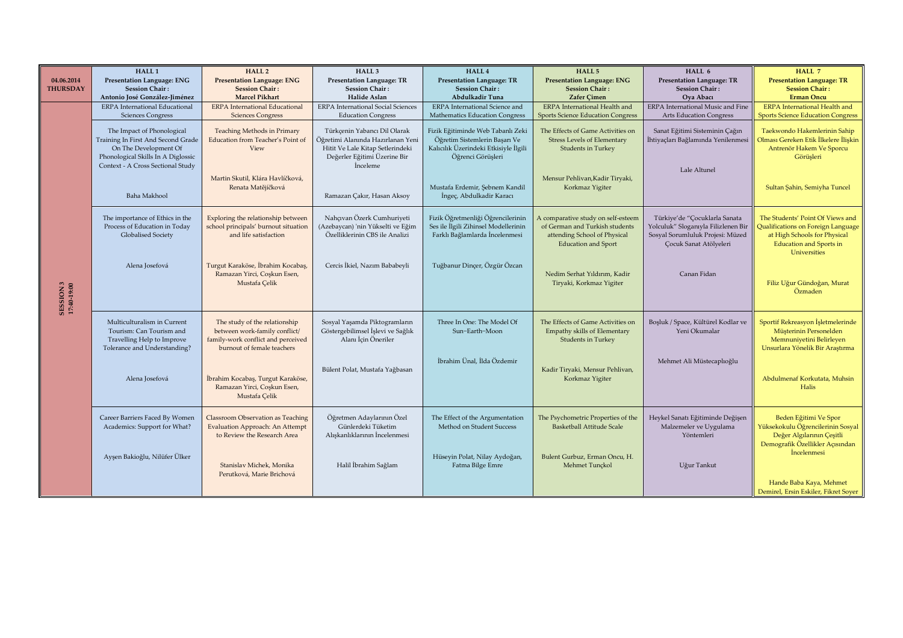| 04.06.2014 THURSDAY | HALL 1<br>Presentation Language: ENG<br>Session Chair:<br>Antonio José González-Jiménez | HALL 2<br>Presentation Language: ENG<br>Session Chair:<br>Marcel Pikhart | HALL 3<br>Presentation Language: TR<br>Session Chair:<br>Halide Aslan | HALL 4<br>Presentation Language: TR<br>Session Chair:<br>Abdulkadir Tuna | HALL 5<br>Presentation Language: ENG<br>Session Chair:<br>Zafer Çimen | HALL 6<br>Presentation Language: TR<br>Session Chair:<br>Oya Abacı | HALL 7<br>Presentation Language: TR<br>Session Chair:<br>Erman Oncu |
|---|---|---|---|---|---|---|---|
| SESSION 3<br>17:40-19:00 | ERPA International Educational Sciences Congress | ERPA International Educational Sciences Congress | ERPA International Social Sciences Education Congress | ERPA International Science and Mathematics Education Congress | ERPA International Health and Sports Science Education Congress | ERPA International Music and Fine Arts Education Congress | ERPA International Health and Sports Science Education Congress |
| | The Impact of Phonological Training In First And Second Grade On The Development Of Phonological Skills In A Diglossic Context - A Cross Sectional Study<br><br>Baha Makhool | Teaching Methods in Primary Education from Teacher's Point of View<br><br>Martin Skutil, Klára Havlíčková, Renata Matějíčková | Türkçenin Yabancı Dil Olarak Öğretimi Alanında Hazırlanan Yeni Hitit Ve Lale Kitap Setlerindeki Değerler Eğitimi Üzerine Bir İnceleme<br><br>Ramazan Çakır, Hasan Aksoy | Fizik Eğitiminde Web Tabanlı Zeki Öğretim Sistemlerin Başarı Ve Kalıcılık Üzerindeki Etkisiyle İlgili Öğrenci Görüşleri<br><br>Mustafa Erdemir, Şebnem Kandil İngeç, Abdulkadir Karacı | The Effects of Game Activities on Stress Levels of Elementary Students in Turkey<br><br>Mensur Pehlivan, Kadir Tiryaki, Korkmaz Yigiter | Sanat Eğitimi Sisteminin Çağın İhtiyaçları Bağlamında Yenilenmesi<br><br>Lale Altunel | Taekwondo Hakemlerinin Sahip Olması Gereken Etik İlkelere İlişkin Antrenör Hakem Ve Sporcu Görüşleri<br><br>Sultan Şahin, Semiyha Tuncel |
| | The importance of Ethics in the Process of Education in Today Globalised Society<br><br>Alena Josefová | Exploring the relationship between school principals' burnout situation and life satisfaction<br><br>Turgut Karaköse, İbrahim Kocabaş, Ramazan Yirci, Coşkun Esen, Mustafa Çelik | Nahçıvan Özerk Cumhuriyeti (Azebaycan) 'nin Yükselti ve Eğim Özelliklerinin CBS ile Analizi<br><br>Cercis İkiel, Nazım Bababeyli | Fizik Öğretmenliği Öğrencilerinin Ses ile İlgili Zihinsel Modellerinin Farklı Bağlamlarda İncelenmesi<br><br>Tuğbanur Dinçer, Özgür Özcan | A comparative study on self-esteem of German and Turkish students attending School of Physical Education and Sport<br><br>Nedim Serhat Yıldırım, Kadir Tiryaki, Korkmaz Yigiter | Türkiye'de "Çocuklarla Sanata Yolculuk" Sloganıyla Filizlenen Bir Sosyal Sorumluluk Projesi: Müzed Çocuk Sanat Atölyeleri<br><br>Canan Fidan | The Students' Point Of Views and Qualifications on Foreign Language at High Schools for Physical Education and Sports in Universities<br><br>Filiz Uğur Gündoğan, Murat Özmaden |
| | Multiculturalism in Current Tourism: Can Tourism and Travelling Help to Improve Tolerance and Understanding?<br><br>Alena Josefová | The study of the relationship between work-family conflict/ family-work conflict and perceived burnout of female teachers<br><br>İbrahim Kocabaş, Turgut Karaköse, Ramazan Yirci, Coşkun Esen, Mustafa Çelik | Sosyal Yaşamda Piktogramların Göstergebilimsel İşlevi ve Sağlık Alanı İçin Öneriler<br><br>Bülent Polat, Mustafa Yağbasan | Three In One: The Model Of Sun−Earth−Moon<br><br>İbrahim Ünal, İlda Özdemir | The Effects of Game Activities on Empathy skills of Elementary Students in Turkey<br><br>Kadir Tiryaki, Mensur Pehlivan, Korkmaz Yigiter | Boşluk / Space, Kültürel Kodlar ve Yeni Okumalar<br><br>Mehmet Ali Müstecaplıoğlu | Sportif Rekreasyon İşletmelerinde Müşterinin Personelden Memnuniyetini Belirleyen Unsurlara Yönelik Bir Araştırma<br><br>Abdulmenaf Korkutata, Muhsin Halis |
| | Career Barriers Faced By Women Academics: Support for What?<br><br>Ayşen Bakioğlu, Nilüfer Ülker | Classroom Observation as Teaching Evaluation Approach: An Attempt to Review the Research Area<br><br>Stanislav Michek, Monika Perutková, Marie Brichová | Öğretmen Adaylarının Özel Günlerdeki Tüketim Alışkanlıklarının İncelenmesi<br><br>Halil İbrahim Sağlam | The Effect of the Argumentation Method on Student Success<br><br>Hüseyin Polat, Nilay Aydoğan, Fatma Bilge Emre | The Psychometric Properties of the Basketball Attitude Scale<br><br>Bulent Gurbuz, Erman Oncu, H. Mehmet Tunçkol | Heykel Sanatı Eğitiminde Değişen Malzemeler ve Uygulama Yöntemleri<br><br>Uğur Tankut | Beden Eğitimi Ve Spor Yüksekokulu Öğrencilerinin Sosyal Değer Algılarının Çeşitli Demografik Özellikler Açısından İncelenmesi<br><br>Hande Baba Kaya, Mehmet Demirel, Ersin Eskiler, Fikret Soyer |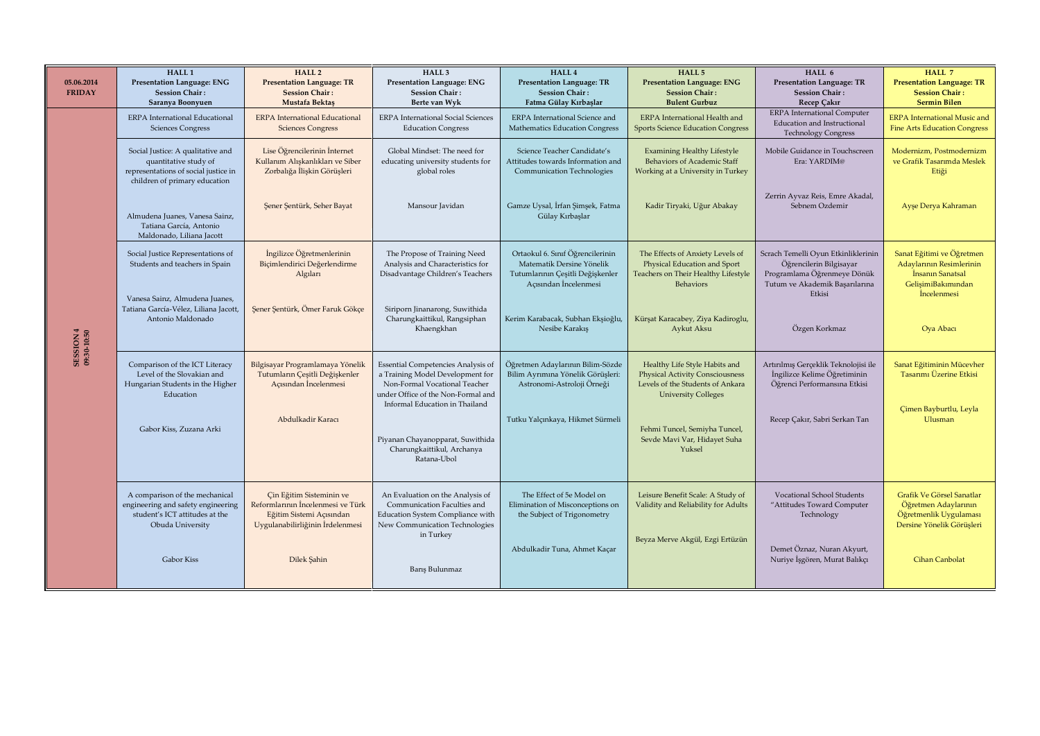| 05.06.2014 FRIDAY | HALL 1 Presentation Language: ENG Session Chair: Saranya Boonyuen | HALL 2 Presentation Language: TR Session Chair: Mustafa Bektaş | HALL 3 Presentation Language: ENG Session Chair: Berte van Wyk | HALL 4 Presentation Language: TR Session Chair: Fatma Gülay Kırbaşlar | HALL 5 Presentation Language: ENG Session Chair: Bulent Gurbuz | HALL 6 Presentation Language: TR Session Chair: Recep Çakır | HALL 7 Presentation Language: TR Session Chair: Sermin Bilen |
|---|---|---|---|---|---|---|---|
| SESSION 4 09:30-10:50 | ERPA International Educational Sciences Congress | ERPA International Educational Sciences Congress | ERPA International Social Sciences Education Congress | ERPA International Science and Mathematics Education Congress | ERPA International Health and Sports Science Education Congress | ERPA International Computer Education and Instructional Technology Congress | ERPA International Music and Fine Arts Education Congress |
| | Social Justice: A qualitative and quantitative study of representations of social justice in children of primary education<br><br>Almudena Juanes, Vanesa Sainz, Tatiana Garcia, Antonio Maldonado, Liliana Jacott | Lise Öğrencilerinin İnternet Kullanım Alışkanlıkları ve Siber Zorbalığa İlişkin Görüşleri<br><br>Şener Şentürk, Seher Bayat | Global Mindset: The need for educating university students for global roles<br><br>Mansour Javidan | Science Teacher Candidate's Attitudes towards Information and Communication Technologies<br><br>Gamze Uysal, İrfan Şimşek, Fatma Gülay Kırbaşlar | Examining Healthy Lifestyle Behaviors of Academic Staff Working at a University in Turkey<br><br>Kadir Tiryaki, Uğur Abakay | Mobile Guidance in Touchscreen Era: YARDIM@<br><br>Zerrin Ayvaz Reis, Emre Akadal, Sebnem Ozdemir | Modernizm, Postmodernizm ve Grafik Tasarımda Meslek Etiği<br><br>Ayşe Derya Kahraman |
| | Social Justice Representations of Students and teachers in Spain<br><br>Vanesa Sainz, Almudena Juanes, Tatiana García-Vélez, Liliana Jacott, Antonio Maldonado | İngilizce Öğretmenlerinin Biçimlendirici Değerlendirme Algıları<br><br>Şener Şentürk, Ömer Faruk Gökçe | The Propose of Training Need Analysis and Characteristics for Disadvantage Children's Teachers<br><br>Siriporn Jinanarong, Suwithida Charungkaittikul, Rangsiphan Khaengkhan | Ortaokul 6. Sınıf Öğrencilerinin Matematik Dersine Yönelik Tutumlarının Çeşitli Değişkenler Açısından İncelenmesi<br><br>Kerim Karabacak, Subhan Ekşioğlu, Nesibe Karakış | The Effects of Anxiety Levels of Physical Education and Sport Teachers on Their Healthy Lifestyle Behaviors<br><br>Kürşat Karacabey, Ziya Kadiroglu, Aykut Aksu | Scrach Temelli Oyun Etkinliklerinin Öğrencilerin Bilgisayar Programlama Öğrenmeye Dönük Tutum ve Akademik Başarılarına Etkisi<br><br>Özgen Korkmaz | Sanat Eğitimi ve Öğretmen Adaylarının Resimlerinin İnsanın Sanatsal GelişimiBakımından İncelenmesi<br><br>Oya Abacı |
| | Comparison of the ICT Literacy Level of the Slovakian and Hungarian Students in the Higher Education<br><br>Gabor Kiss, Zuzana Arki | Bilgisayar Programlamaya Yönelik Tutumların Çeşitli Değişkenler Açısından İncelenmesi<br><br>Abdulkadir Karacı | Essential Competencies Analysis of a Training Model Development for Non-Formal Vocational Teacher under Office of the Non-Formal and Informal Education in Thailand<br><br>Piyanan Chayanopparat, Suwithida Charungkaittikul, Archanya Ratana-Ubol | Öğretmen Adaylarının Bilim-Sözde Bilim Ayrımına Yönelik Görüşleri: Astronomi-Astroloji Örneği<br><br>Tutku Yalçınkaya, Hikmet Sürmeli | Healthy Life Style Habits and Physical Activity Consciousness Levels of the Students of Ankara University Colleges<br><br>Fehmi Tuncel, Semiyha Tuncel, Sevde Mavi Var, Hidayet Suha Yuksel | Artırılmış Gerçeklik Teknolojisi ile İngilizce Kelime Öğretiminin Öğrenci Performansına Etkisi<br><br>Recep Çakır, Sabri Serkan Tan | Sanat Eğitiminin Mücevher Tasarımı Üzerine Etkisi<br><br>Çimen Bayburtlu, Leyla Ulusman |
| | A comparison of the mechanical engineering and safety engineering student's ICT attitudes at the Obuda University<br><br>Gabor Kiss | Çin Eğitim Sisteminin ve Reformlarının İncelenmesi ve Türk Eğitim Sistemi Açısından Uygulanabilirliğinin İrdelenmesi<br><br>Dilek Şahin | An Evaluation on the Analysis of Communication Faculties and Education System Compliance with New Communication Technologies in Turkey<br><br>Barış Bulunmaz | The Effect of 5e Model on Elimination of Misconceptions on the Subject of Trigonometry<br><br>Abdulkadir Tuna, Ahmet Kaçar | Leisure Benefit Scale: A Study of Validity and Reliability for Adults<br><br>Beyza Merve Akgül, Ezgi Ertüzün | Vocational School Students "Attitudes Toward Computer Technology<br><br>Demet Öznaz, Nuran Akyurt, Nuriye İşgören, Murat Balıkçı | Grafik Ve Görsel Sanatlar Öğretmen Adaylarının Öğretmenlik Uygulaması Dersine Yönelik Görüşleri<br><br>Cihan Canbolat |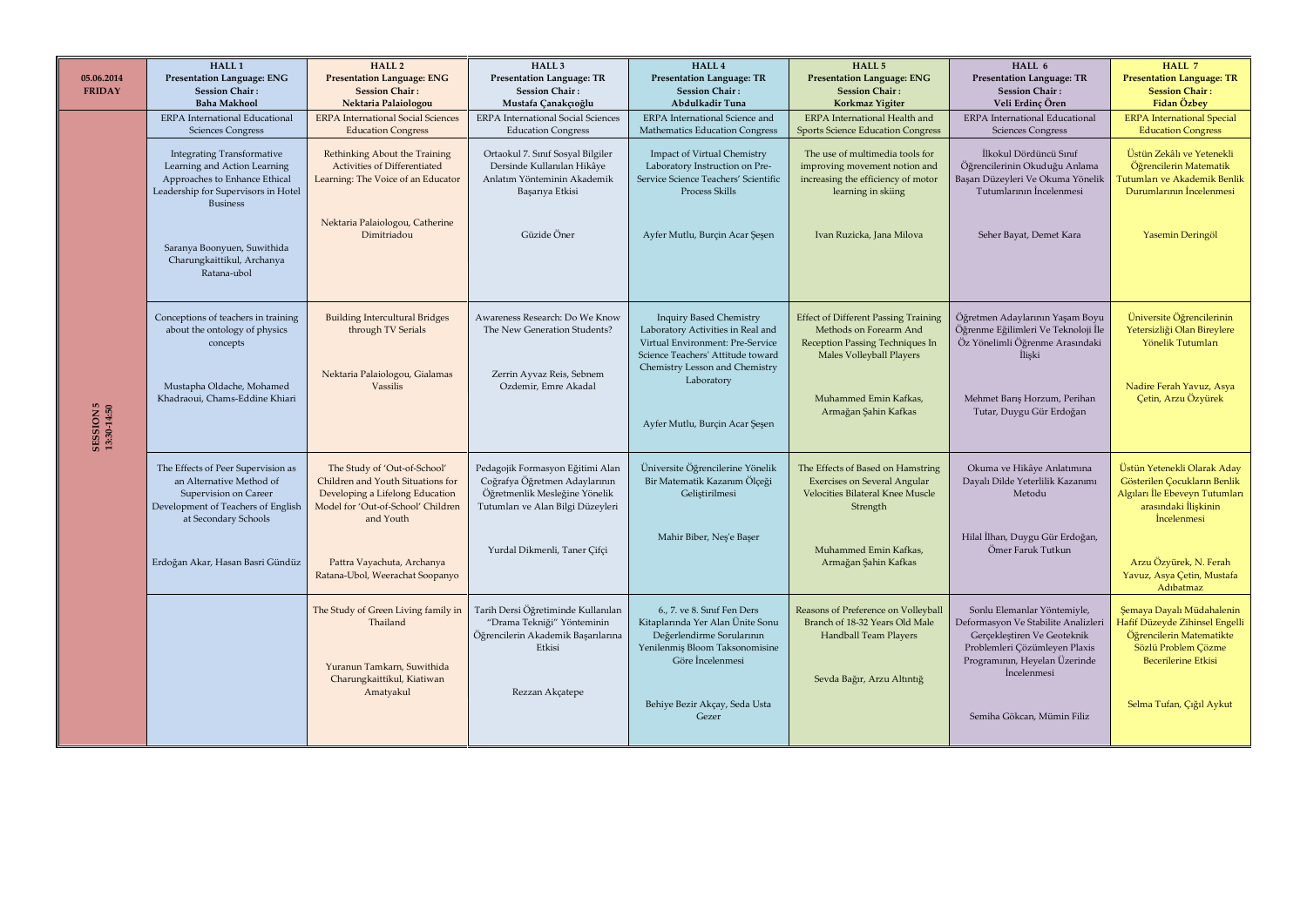| 05.06.2014 FRIDAY | HALL 1 Presentation Language: ENG Session Chair : Baha Makhool | HALL 2 Presentation Language: ENG Session Chair : Nektaria Palaiologou | HALL 3 Presentation Language: TR Session Chair : Mustafa Çanakçıoğlu | HALL 4 Presentation Language: TR Session Chair : Abdulkadir Tuna | HALL 5 Presentation Language: ENG Session Chair : Korkmaz Yigiter | HALL 6 Presentation Language: TR Session Chair : Veli Erdinç Ören | HALL 7 Presentation Language: TR Session Chair : Fidan Özbey |
|---|---|---|---|---|---|---|---|
| SESSION 5 13:30-14:50 | ERPA International Educational Sciences Congress | ERPA International Social Sciences Education Congress | ERPA International Social Sciences Education Congress | ERPA International Science and Mathematics Education Congress | ERPA International Health and Sports Science Education Congress | ERPA International Educational Sciences Congress | ERPA International Special Education Congress |
| | Integrating Transformative Learning and Action Learning Approaches to Enhance Ethical Leadership for Supervisors in Hotel Business<br><br>Saranya Boonyuen, Suwithida Charungkaittikul, Archanya Ratana-ubol | Rethinking About the Training Activities of Differentiated Learning: The Voice of an Educator<br><br>Nektaria Palaiologou, Catherine Dimitriadou | Ortaokul 7. Sınıf Sosyal Bilgiler Dersinde Kullanılan Hikâye Anlatım Yönteminin Akademik Başarıya Etkisi<br><br>Güzide Öner | Impact of Virtual Chemistry Laboratory Instruction on Pre-Service Science Teachers' Scientific Process Skills<br><br>Ayfer Mutlu, Burçin Acar Şeşen | The use of multimedia tools for improving movement notion and increasing the efficiency of motor learning in skiing<br><br>Ivan Ruzicka, Jana Milova | İlkokul Dördüncü Sınıf Öğrencilerinin Okuduğu Anlama Başarı Düzeyleri Ve Okuma Yönelik Tutumlarının İncelenmesi<br><br>Seher Bayat, Demet Kara | Üstün Zekâlı ve Yetenekli Öğrencilerin Matematik Tutumları ve Akademik Benlik Durumlarının İncelenmesi<br><br>Yasemin Deringöl |
| | Conceptions of teachers in training about the ontology of physics concepts<br><br>Mustapha Oldache, Mohamed Khadraoui, Chams-Eddine Khiari | Building Intercultural Bridges through TV Serials<br><br>Nektaria Palaiologou, Gialamas Vassilis | Awareness Research: Do We Know The New Generation Students?<br><br>Zerrin Ayvaz Reis, Sebnem Ozdemir, Emre Akadal | Inquiry Based Chemistry Laboratory Activities in Real and Virtual Environment: Pre-Service Science Teachers' Attitude toward Chemistry Lesson and Chemistry Laboratory<br><br>Ayfer Mutlu, Burçin Acar Şeşen | Effect of Different Passing Training Methods on Forearm And Reception Passing Techniques In Males Volleyball Players<br><br>Muhammed Emin Kafkas, Armağan Şahin Kafkas | Öğretmen Adaylarının Yaşam Boyu Öğrenme Eğilimleri Ve Teknoloji İle Öz Yönelimli Öğrenme Arasındaki İlişki<br><br>Mehmet Barış Horzum, Perihan Tutar, Duygu Gür Erdoğan | Üniversite Öğrencilerinin Yetersizliği Olan Bireylere Yönelik Tutumları<br><br>Nadire Ferah Yavuz, Asya Çetin, Arzu Özyürek |
| | The Effects of Peer Supervision as an Alternative Method of Supervision on Career Development of Teachers of English at Secondary Schools<br><br>Erdoğan Akar, Hasan Basri Gündüz | The Study of 'Out-of-School' Children and Youth Situations for Developing a Lifelong Education Model for 'Out-of-School' Children and Youth<br><br>Pattra Vayachuta, Archanya Ratana-Ubol, Weerachat Soopanyo | Pedagojik Formasyon Eğitimi Alan Coğrafya Öğretmen Adaylarının Öğretmenlik Mesleğine Yönelik Tutumları ve Alan Bilgi Düzeyleri<br><br>Yurdal Dikmenli, Taner Çifçi | Üniversite Öğrencilerine Yönelik Bir Matematik Kazanım Ölçeği Geliştirilmesi<br><br>Mahir Biber, Neş'e Başer | The Effects of Based on Hamstring Exercises on Several Angular Velocities Bilateral Knee Muscle Strength<br><br>Muhammed Emin Kafkas, Armağan Şahin Kafkas | Okuma ve Hikâye Anlatımına Dayalı Dilde Yeterlilik Kazanımı Metodu<br><br>Hilal İlhan, Duygu Gür Erdoğan, Ömer Faruk Tutkun | Üstün Yetenekli Olarak Aday Gösterilen Çocukların Benlik Algıları İle Ebeveyn Tutumları arasındaki İlişkinin İncelenmesi<br><br>Arzu Özyürek, N. Ferah Yavuz, Asya Çetin, Mustafa Adıbatmaz |
| | | The Study of Green Living family in Thailand<br><br>Yuranun Tamkarn, Suwithida Charungkaittikul, Kiatiwan Amatyakul | Tarih Dersi Öğretiminde Kullanılan "Drama Tekniği" Yönteminin Öğrencilerin Akademik Başarılarına Etkisi<br><br>Rezzan Akçatepe | 6., 7. ve 8. Sınıf Fen Ders Kitaplarında Yer Alan Ünite Sonu Değerlendirme Sorularının Yenilenmiş Bloom Taksonomisine Göre İncelenmesi<br><br>Behiye Bezir Akçay, Seda Usta Gezer | Reasons of Preference on Volleyball Branch of 18-32 Years Old Male Handball Team Players<br><br>Sevda Bağır, Arzu Altıntığ | Sonlu Elemanlar Yöntemiyle, Deformasyon Ve Stabilite Analizleri Gerçekleştiren Ve Geoteknik Problemleri Çözümleyen Plaxis Programının, Heyelan Üzerinde İncelenmesi<br><br>Semiha Gökcan, Mümin Filiz | Şemaya Dayalı Müdahalenin Hafif Düzeyde Zihinsel Engelli Öğrencilerin Matematikte Sözlü Problem Çözme Becerilerine Etkisi<br><br>Selma Tufan, Çığıl Aykut |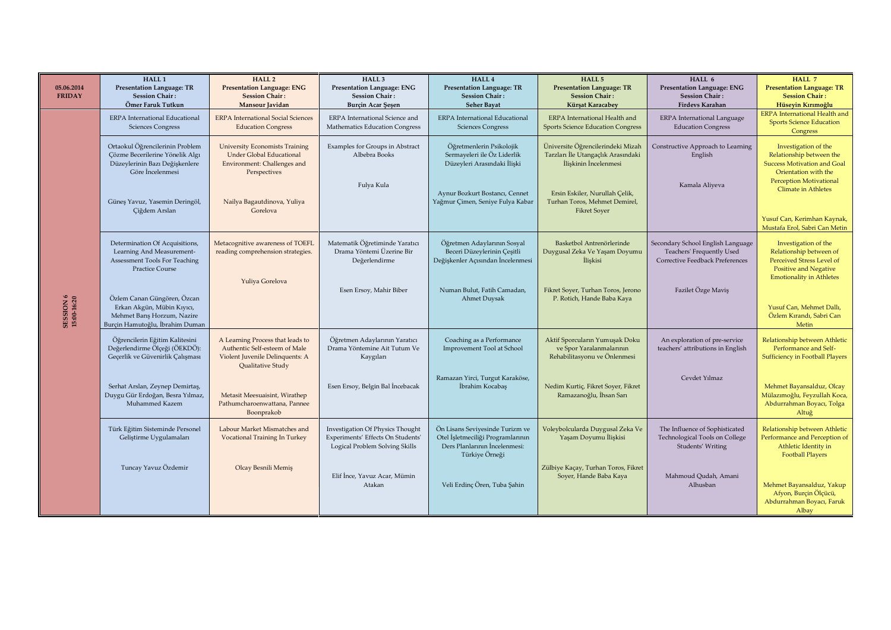| 05.06.2014 FRIDAY | HALL 1 Presentation Language: TR Session Chair: Ömer Faruk Tutkun | HALL 2 Presentation Language: ENG Session Chair: Mansour Javidan | HALL 3 Presentation Language: ENG Session Chair: Burçin Acar Şeşen | HALL 4 Presentation Language: TR Session Chair: Seher Bayat | HALL 5 Presentation Language: TR Session Chair: Kürşat Karacabey | HALL 6 Presentation Language: ENG Session Chair: Firdevs Karahan | HALL 7 Presentation Language: TR Session Chair: Hüseyin Kırımoğlu |
|---|---|---|---|---|---|---|---|
| SESSION 6 15:00-16:20 | ERPA International Educational Sciences Congress | ERPA International Social Sciences Education Congress | ERPA International Science and Mathematics Education Congress | ERPA International Educational Sciences Congress | ERPA International Health and Sports Science Education Congress | ERPA International Language Education Congress | ERPA International Health and Sports Science Education Congress |
| | Ortaokul Öğrencilerinin Problem Çözme Becerilerine Yönelik Algı Düzeylerinin Bazı Değişkenlere Göre İncelenmesi<br><br>Güneş Yavuz, Yasemin Deringöl, Çiğdem Arslan | University Economists Training Under Global Educational Environment: Challenges and Perspectives<br><br>Nailya Bagautdinova, Yuliya Gorelova | Examples for Groups in Abstract Albebra Books<br><br>Fulya Kula | Öğretmenlerin Psikolojik Sermayeleri ile Öz Liderlik Düzeyleri Arasındaki İlişki<br><br>Aynur Bozkurt Bostancı, Cennet Yağmur Çimen, Seniye Fulya Kabar | Üniversite Öğrencilerindeki Mizah Tarzları İle Utangaçlık Arasındaki İlişkinin İncelenmesi<br><br>Ersin Eskiler, Nurullah Çelik, Turhan Toros, Mehmet Demirel, Fikret Soyer | Constructive Approach to Learning English<br><br>Kamala Aliyeva | Investigation of the Relationship between the Success Motivation and Goal Orientation with the Perception Motivational Climate in Athletes<br><br>Yusuf Can, Kerimhan Kaynak, Mustafa Erol, Sabri Can Metin |
| | Determination Of Acquisitions, Learning And Measurement-Assessment Tools For Teaching Practice Course<br><br>Özlem Canan Güngören, Özcan Erkan Akgün, Mübin Kıyıcı, Mehmet Barış Horzum, Nazire Burçin Hamutoğlu, İbrahim Duman | Metacognitive awareness of TOEFL reading comprehension strategies.<br><br>Yuliya Gorelova | Matematik Öğretiminde Yaratıcı Drama Yöntemi Üzerine Bir Değerlendirme<br><br>Esen Ersoy, Mahir Biber | Öğretmen Adaylarının Sosyal Beceri Düzeylerinin Çeşitli Değişkenler Açısından İncelenmesi<br><br>Numan Bulut, Fatih Camadan, Ahmet Duysak | Basketbol Antrenörlerinde Duygusal Zeka Ve Yaşam Doyumu İlişkisi<br><br>Fikret Soyer, Turhan Toros, Jerono P. Rotich, Hande Baba Kaya | Secondary School English Language Teachers' Frequently Used Corrective Feedback Preferences<br><br>Fazilet Özge Maviş | Investigation of the Relationship between of Perceived Stress Level of Positive and Negative Emotionality in Athletes<br><br>Yusuf Can, Mehmet Dallı, Özlem Kırandı, Sabri Can Metin |
| | Öğrencilerin Eğitim Kalitesini Değerlendirme Ölçeği (ÖEKDÖ): Geçerlik ve Güvenirlik Çalışması<br><br>Serhat Arslan, Zeynep Demirtaş, Duygu Gür Erdoğan, Besra Yılmaz, Muhammed Kazem | A Learning Process that leads to Authentic Self-esteem of Male Violent Juvenile Delinquents: A Qualitative Study<br><br>Metasit Meesuaisint, Wirathep Pathumcharoenwattana, Pannee Boonprakob | Öğretmen Adaylarının Yaratıcı Drama Yöntemine Ait Tutum Ve Kaygıları<br><br>Esen Ersoy, Belgin Bal İncebacak | Coaching as a Performance Improvement Tool at School<br><br>Ramazan Yirci, Turgut Karaköse, İbrahim Kocabaş | Aktif Sporcuların Yumuşak Doku ve Spor Yaralanmalarının Rehabilitasyonu ve Önlenmesi<br><br>Nedim Kurtiç, Fikret Soyer, Fikret Ramazanoğlu, İhsan Sarı | An exploration of pre-service teachers' attributions in English<br><br>Cevdet Yılmaz | Relationship between Athletic Performance and Self-Sufficiency in Football Players<br><br>Mehmet Bayansalduz, Olcay Mülazımoğlu, Feyzullah Koca, Abdurrahman Boyacı, Tolga Altuğ |
| | Türk Eğitim Sisteminde Personel Geliştirme Uygulamaları<br><br>Tuncay Yavuz Özdemir | Labour Market Mismatches and Vocational Training In Turkey<br><br>Olcay Besnili Memiş | Investigation Of Physics Thought Experiments' Effects On Students' Logical Problem Solving Skills<br><br>Elif İnce, Yavuz Acar, Mümin Atakan | Ön Lisans Seviyesinde Turizm ve Otel İşletmeciliği Programlarının Ders Planlarının İncelenmesi: Türkiye Örneği<br><br>Veli Erdinç Ören, Tuba Şahin | Voleybolcularda Duygusal Zeka Ve Yaşam Doyumu İlişkisi<br><br>Zülbiye Kaçay, Turhan Toros, Fikret Soyer, Hande Baba Kaya | The Influence of Sophisticated Technological Tools on College Students' Writing<br><br>Mahmoud Qudah, Amani Alhusban | Relationship between Athletic Performance and Perception of Athletic Identity in Football Players<br><br>Mehmet Bayansalduz, Yakup Afyon, Burçin Ölçücü, Abdurrahman Boyacı, Faruk Albay |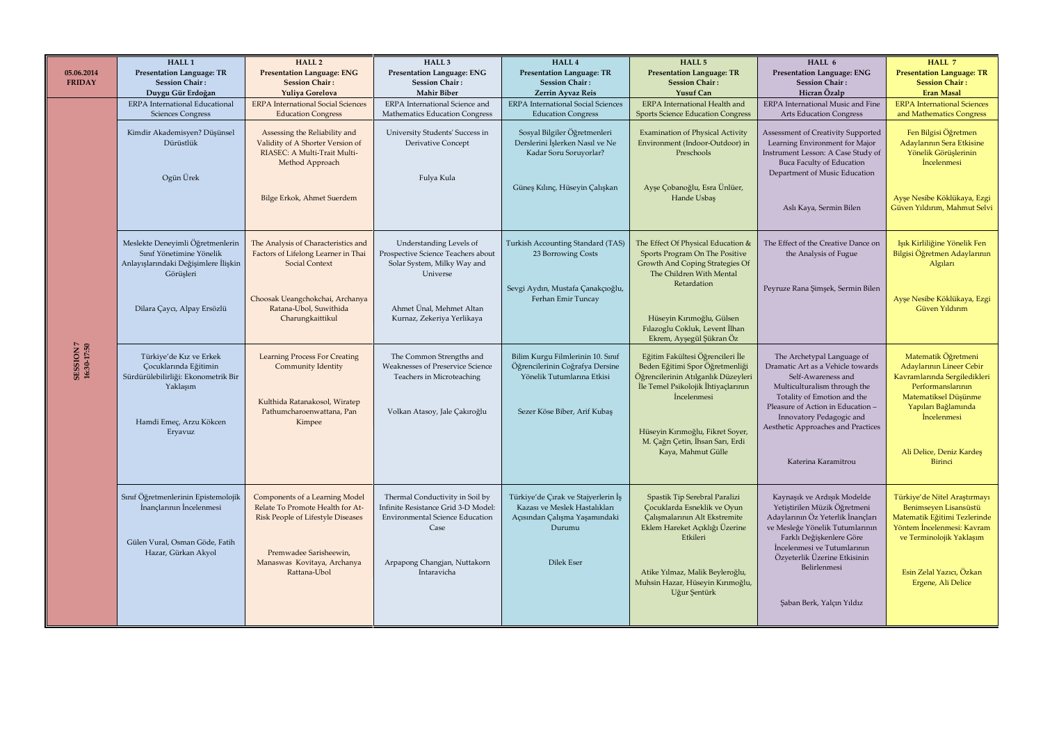| 05.06.2014 FRIDAY | HALL 1 Presentation Language: TR Session Chair : Duygu Gür Erdoğan | HALL 2 Presentation Language: ENG Session Chair : Yuliya Gorelova | HALL 3 Presentation Language: ENG Session Chair : Mahir Biber | HALL 4 Presentation Language: TR Session Chair : Zerrin Ayvaz Reis | HALL 5 Presentation Language: TR Session Chair : Yusuf Can | HALL 6 Presentation Language: ENG Session Chair : Hicran Özalp | HALL 7 Presentation Language: TR Session Chair : Eran Masal |
|---|---|---|---|---|---|---|---|
| SESSION 7 16:30-17:50 | ERPA International Educational Sciences Congress | ERPA International Social Sciences Education Congress | ERPA International Science and Mathematics Education Congress | ERPA International Social Sciences Education Congress | ERPA International Health and Sports Science Education Congress | ERPA International Music and Fine Arts Education Congress | ERPA International Sciences and Mathematics Congress |
| | Kimdir Akademisyen? Düşünsel Dürüstlük<br><br>Ogün Ürek | Assessing the Reliability and Validity of A Shorter Version of RIASEC: A Multi-Trait Multi-Method Approach<br><br>Bilge Erkok, Ahmet Suerdem | University Students' Success in Derivative Concept<br><br>Fulya Kula | Sosyal Bilgiler Öğretmenleri Derslerini İşlerken Nasıl ve Ne Kadar Soru Soruyorlar?<br><br>Güneş Kılınç, Hüseyin Çalışkan | Examination of Physical Activity Environment (Indoor-Outdoor) in Preschools<br><br>Ayşe Çobanoğlu, Esra Ünlüer, Hande Usbaş | Assessment of Creativity Supported Learning Environment for Major Instrument Lesson: A Case Study of Buca Faculty of Education Department of Music Education<br><br>Aslı Kaya, Sermin Bilen | Fen Bilgisi Öğretmen Adaylarının Sera Etkisine Yönelik Görüşlerinin İncelenmesi<br><br>Ayşe Nesibe Köklükaya, Ezgi Güven Yıldırım, Mahmut Selvi |
| | Meslekte Deneyimli Öğretmenlerin Sınıf Yönetimine Yönelik Anlayışlarındaki Değişimlere İlişkin Görüşleri<br><br>Dilara Çaycı, Alpay Ersözlü | The Analysis of Characteristics and Factors of Lifelong Learner in Thai Social Context<br><br>Choosak Ueangchokchai, Archanya Ratana-Ubol, Suwithida Charungkaittikul | Understanding Levels of Prospective Science Teachers about Solar System, Milky Way and Universe<br><br>Ahmet Ünal, Mehmet Altan Kurnaz, Zekeriya Yerlikaya | Turkish Accounting Standard (TAS) 23 Borrowing Costs<br><br>Sevgi Aydın, Mustafa Çanakçıoğlu, Ferhan Emir Tuncay | The Effect Of Physical Education & Sports Program On The Positive Growth And Coping Strategies Of The Children With Mental Retardation<br><br>Hüseyin Kırımoğlu, Gülsen Fılazoglu Cokluk, Levent İlhan Ekrem, Ayşegül Şükran Öz | The Effect of the Creative Dance on the Analysis of Fugue<br><br>Peyruze Rana Şimşek, Sermin Bilen | Işık Kirliliğine Yönelik Fen Bilgisi Öğretmen Adaylarının Algıları<br><br>Ayşe Nesibe Köklükaya, Ezgi Güven Yıldırım |
| | Türkiye'de Kız ve Erkek Çocuklarında Eğitimin Sürdürülebilirliği: Ekonometrik Bir Yaklaşım<br><br>Hamdi Emeç, Arzu Kökcen Eryavuz | Learning Process For Creating Community Identity<br><br>Kulthida Ratanakosol, Wiratep Pathumcharoenwattana, Pan Kimpee | The Common Strengths and Weaknesses of Preservice Science Teachers in Microteaching<br><br>Volkan Atasoy, Jale Çakıroğlu | Bilim Kurgu Filmlerinin 10. Sınıf Öğrencilerinin Coğrafya Dersine Yönelik Tutumlarına Etkisi<br><br>Sezer Köse Biber, Arif Kubaş | Eğitim Fakültesi Öğrencileri İle Beden Eğitimi Spor Öğretmenliği Öğrencilerinin Atılganlık Düzeyleri İle Temel Psikolojik İhtiyaçlarının İncelenmesi<br><br>Hüseyin Kırımoğlu, Fikret Soyer, M. Çağrı Çetin, İhsan Sarı, Erdi Kaya, Mahmut Gülle | The Archetypal Language of Dramatic Art as a Vehicle towards Self-Awareness and Multiculturalism through the Totality of Emotion and the Pleasure of Action in Education – Innovatory Pedagogic and Aesthetic Approaches and Practices<br><br>Katerina Karamitrou | Matematik Öğretmeni Adaylarının Lineer Cebir Kavramlarında Sergiledikleri Performanslarının Matematiksel Düşünme Yapıları Bağlamında İncelenmesi<br><br>Ali Delice, Deniz Kardeş Birinci |
| | Sınıf Öğretmenlerinin Epistemolojik İnançlarının İncelenmesi<br><br>Gülen Vural, Osman Göde, Fatih Hazar, Gürkan Akyol | Components of a Learning Model Relate To Promote Health for At-Risk People of Lifestyle Diseases<br><br>Premwadee Sarisheewin, Manaswas Kovitaya, Archanya Rattana-Ubol | Thermal Conductivity in Soil by Infinite Resistance Grid 3-D Model: Environmental Science Education Case<br><br>Arpapong Changjan, Nuttakorn Intaravicha | Türkiye'de Çırak ve Stajyerlerin İş Kazası ve Meslek Hastalıkları Açısından Çalışma Yaşamındaki Durumu<br><br>Dilek Eser | Spastik Tip Serebral Paralizi Çocuklarda Esneklik ve Oyun Çalışmalarının Alt Ekstremite Eklem Hareket Açıklığı Üzerine Etkileri<br><br>Atike Yılmaz, Malik Beyleroğlu, Muhsin Hazar, Hüseyin Kırımoğlu, Uğur Şentürk | Kaynaşık ve Ardışık Modelde Yetiştirilen Müzik Öğretmeni Adaylarının Öz Yeterlik İnançları ve Mesleğe Yönelik Tutumlarının Farklı Değişkenlere Göre İncelenmesi ve Tutumlarının Özyeterlik Üzerine Etkisinin Belirlenmesi<br><br>Şaban Berk, Yalçın Yıldız | Türkiye'de Nitel Araştırmayı Benimseyen Lisansüstü Matematik Eğitimi Tezlerinde Yöntem İncelenmesi: Kavram ve Terminolojik Yaklaşım<br><br>Esin Zelal Yazıcı, Özkan Ergene, Ali Delice |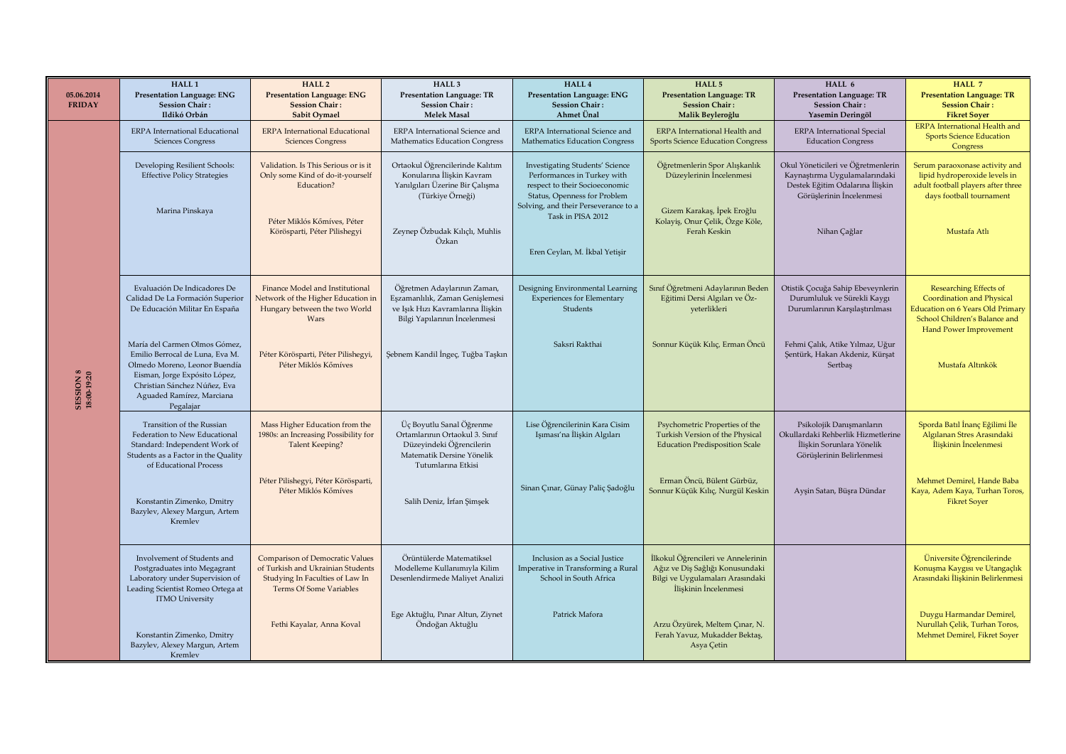| 05.06.2014 FRIDAY | HALL 1<br>Presentation Language: ENG<br>Session Chair :<br>Ildikó Orbán | HALL 2<br>Presentation Language: ENG<br>Session Chair :<br>Sabit Oymael | HALL 3<br>Presentation Language: TR<br>Session Chair :<br>Melek Masal | HALL 4<br>Presentation Language: ENG<br>Session Chair :<br>Ahmet Ünal | HALL 5<br>Presentation Language: TR<br>Session Chair :<br>Malik Beyleroğlu | HALL 6<br>Presentation Language: TR<br>Session Chair :<br>Yasemin Deringöl | HALL 7<br>Presentation Language: TR<br>Session Chair :<br>Fikret Soyer |
|---|---|---|---|---|---|---|---|
| SESSION 8<br>18:00-19:20 | ERPA International Educational Sciences Congress | ERPA International Educational Sciences Congress | ERPA International Science and Mathematics Education Congress | ERPA International Science and Mathematics Education Congress | ERPA International Health and Sports Science Education Congress | ERPA International Special Education Congress | ERPA International Health and Sports Science Education Congress |
| | Developing Resilient Schools: Effective Policy Strategies<br><br>Marina Pinskaya | Validation. Is This Serious or is it Only some Kind of do-it-yourself Education?<br><br>Péter Miklós Kőmíves, Péter Körösparti, Péter Pilishegyi | Ortaokul Öğrencilerinde Kalıtım Konularına İlişkin Kavram Yanılgıları Üzerine Bir Çalışma (Türkiye Örneği)<br><br>Zeynep Özbudak Kılıçlı, Muhlis Özkan | Investigating Students' Science Performances in Turkey with respect to their Socioeconomic Status, Openness for Problem Solving, and their Perseverance to a Task in PISA 2012<br><br>Eren Ceylan, M. İkbal Yetişir | Öğretmenlerin Spor Alışkanlık Düzeylerinin İncelenmesi<br><br>Gizem Karakaş, İpek Eroğlu Kolayiş, Onur Çelik, Özge Köle, Ferah Keskin | Okul Yöneticileri ve Öğretmenlerin Kaynaştırma Uygulamalarındaki Destek Eğitim Odalarına İlişkin Görüşlerinin İncelenmesi<br><br>Nihan Çağlar | Serum paraoxonase activity and lipid hydroperoxide levels in adult football players after three days football tournament<br><br>Mustafa Atlı |
| | Evaluación De Indicadores De Calidad De La Formación Superior De Educación Militar En España<br><br>María del Carmen Olmos Gómez, Emilio Berrocal de Luna, Eva M. Olmedo Moreno, Leonor Buendía Eisman, Jorge Expósito López, Christian Sánchez Núñez, Eva Aguaded Ramírez, Marciana Pegalajar | Finance Model and Institutional Network of the Higher Education in Hungary between the two World Wars<br><br>Péter Körösparti, Péter Pilishegyi, Péter Miklós Kőmíves | Öğretmen Adaylarının Zaman, Eşzamanlılık, Zaman Genişlemesi ve Işık Hızı Kavramlarına İlişkin Bilgi Yapılarının İncelenmesi<br><br>Şebnem Kandil İngeç, Tuğba Taşkın | Designing Environmental Learning Experiences for Elementary Students<br><br>Saksri Rakthai | Sınıf Öğretmeni Adaylarının Beden Eğitimi Dersi Algıları ve Öz-yeterlikleri<br><br>Sonnur Küçük Kılıç, Erman Öncü | Otistik Çocuğa Sahip Ebeveynlerin Durumluluk ve Sürekli Kaygı Durumlarının Karşılaştırılması<br><br>Fehmi Çalık, Atike Yılmaz, Uğur Şentürk, Hakan Akdeniz, Kürşat Sertbaş | Researching Effects of Coordination and Physical Education on 6 Years Old Primary School Children's Balance and Hand Power Improvement<br><br>Mustafa Altınkök |
| | Transition of the Russian Federation to New Educational Standard: Independent Work of Students as a Factor in the Quality of Educational Process<br><br>Konstantin Zimenko, Dmitry Bazylev, Alexey Margun, Artem Kremlev | Mass Higher Education from the 1980s: an Increasing Possibility for Talent Keeping?<br><br>Péter Pilishegyi, Péter Körösparti, Péter Miklós Kőmíves | Üç Boyutlu Sanal Öğrenme Ortamlarının Ortaokul 3. Sınıf Düzeyindeki Öğrencilerin Matematik Dersine Yönelik Tutumlarına Etkisi<br><br>Salih Deniz, İrfan Şimşek | Lise Öğrencilerinin Kara Cisim Işıması'na İlişkin Algıları<br><br>Sinan Çınar, Günay Paliç Şadoğlu | Psychometric Properties of the Turkish Version of the Physical Education Predisposition Scale<br><br>Erman Öncü, Bülent Gürbüz, Sonnur Küçük Kılıç, Nurgül Keskin | Psikolojik Danışmanların Okullardaki Rehberlik Hizmetlerine İlişkin Sorunlara Yönelik Görüşlerinin Belirlenmesi<br><br>Ayşin Satan, Büşra Dündar | Sporda Batıl İnanç Eğilimi İle Algılanan Stres Arasındaki İlişkinin İncelenmesi<br><br>Mehmet Demirel, Hande Baba Kaya, Adem Kaya, Turhan Toros, Fikret Soyer |
| | Involvement of Students and Postgraduates into Megagrant Laboratory under Supervision of Leading Scientist Romeo Ortega at ITMO University<br><br>Konstantin Zimenko, Dmitry Bazylev, Alexey Margun, Artem Kremlev | Comparison of Democratic Values of Turkish and Ukrainian Students Studying In Faculties of Law In Terms Of Some Variables<br><br>Fethi Kayalar, Anna Koval | Örüntülerde Matematiksel Modelleme Kullanımıyla Kilim Desenlendirmede Maliyet Analizi<br><br>Ege Aktuğlu, Pınar Altun, Ziynet Öndoğan Aktuğlu | Inclusion as a Social Justice Imperative in Transforming a Rural School in South Africa<br><br>Patrick Mafora | İlkokul Öğrencileri ve Annelerinin Ağız ve Diş Sağlığı Konusundaki Bilgi ve Uygulamaları Arasındaki İlişkinin İncelenmesi<br><br>Arzu Özyürek, Meltem Çınar, N. Ferah Yavuz, Mukadder Bektaş, Asya Çetin | | Üniversite Öğrencilerinde Konuşma Kaygısı ve Utangaçlık Arasındaki İlişkinin Belirlenmesi<br><br>Duygu Harmandar Demirel, Nurullah Çelik, Turhan Toros, Mehmet Demirel, Fikret Soyer |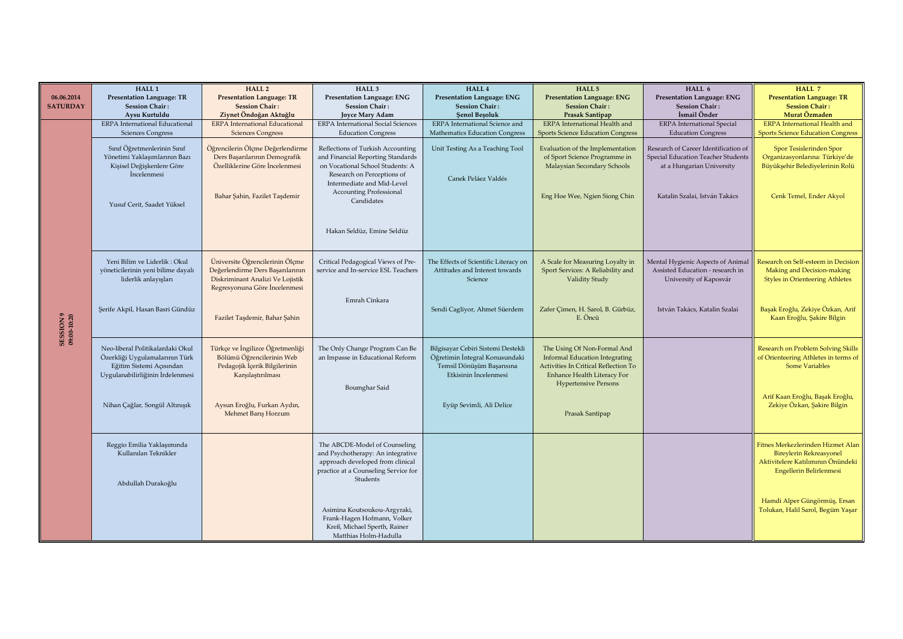| 06.06.2014 SATURDAY | HALL 1 Presentation Language: TR Session Chair: Aysu Kurtuldu | HALL 2 Presentation Language: TR Session Chair: Ziynet Öndoğan Aktuğlu | HALL 3 Presentation Language: ENG Session Chair: Joyce Mary Adam | HALL 4 Presentation Language: ENG Session Chair: Şenol Beşoluk | HALL 5 Presentation Language: ENG Session Chair: Prasak Santipap | HALL 6 Presentation Language: ENG Session Chair: İsmail Önder | HALL 7 Presentation Language: TR Session Chair: Murat Özmaden |
|---|---|---|---|---|---|---|---|
| SESSION 9 09:00-10:20 | ERPA International Educational Sciences Congress | ERPA International Educational Sciences Congress | ERPA International Social Sciences Education Congress | ERPA International Science and Mathematics Education Congress | ERPA International Health and Sports Science Education Congress | ERPA International Special Education Congress | ERPA International Health and Sports Science Education Congress |
| | Sınıf Öğretmenlerinin Sınıf Yönetimi Yaklaşımlarının Bazı Kişisel Değişkenlere Göre İncelenmesi<br><br>Yusuf Cerit, Saadet Yüksel | Öğrencilerin Ölçme Değerlendirme Ders Başarılarının Demografik Özelliklerine Göre İncelenmesi<br><br>Bahar Şahin, Fazilet Taşdemir | Reflections of Turkish Accounting and Financial Reporting Standards on Vocational School Students: A Research on Perceptions of Intermediate and Mid-Level Accounting Professional Candidates<br><br>Hakan Seldüz, Emine Seldüz | Unit Testing As a Teaching Tool<br><br>Canek Peláez Valdés | Evaluation of the Implementation of Sport Science Programme in Malaysian Secondary Schools<br><br>Eng Hoe Wee, Ngien Siong Chin | Research of Career Identification of Special Education Teacher Students at a Hungarian University<br><br>Katalin Szalai, István Takács | Spor Tesislerinden Spor Organizasyonlarına: Türkiye'de Büyükşehir Belediyelerinin Rolü<br><br>Cenk Temel, Ender Akyol |
| | Yeni Bilim ve Liderlik : Okul yöneticilerinin yeni bilime dayalı liderlik anlayışları<br><br>Şerife Akpil, Hasan Basri Gündüz | Üniversite Öğrencilerinin Ölçme Değerlendirme Ders Başarılarının Diskriminant Analizi Ve Lojistik Regresyonuna Göre İncelenmesi<br><br>Fazilet Taşdemir, Bahar Şahin | Critical Pedagogical Views of Pre-service and In-service ESL Teachers<br><br>Emrah Cinkara | The Effects of Scientific Literacy on Attitudes and Interest towards Science<br><br>Sendi Cagliyor, Ahmet Süerdem | A Scale for Measuring Loyalty in Sport Services: A Reliability and Validity Study<br><br>Zafer Çimen, H. Sarol, B. Gürbüz, E. Öncü | Mental Hygienic Aspects of Animal Assisted Education - research in University of Kaposvár<br><br>István Takács, Katalin Szalai | Research on Self-esteem in Decision Making and Decision-making Styles in Orienteering Athletes<br><br>Başak Eroğlu, Zekiye Özkan, Arif Kaan Eroğlu, Şakire Bilgin |
| | Neo-liberal Politikalardaki Okul Özerkliği Uygulamalarının Türk Eğitim Sistemi Açısından Uygulanabilirliğinin İrdelenmesi<br><br>Nihan Çağlar, Songül Altınışık | Türkçe ve İngilizce Öğretmenliği Bölümü Öğrencilerinin Web Pedagojik İçerik Bilgilerinin Karşılaştırılması<br><br>Aysun Eroğlu, Furkan Aydın, Mehmet Barış Horzum | The Only Change Program Can Be an Impasse in Educational Reform<br><br>Boumghar Said | Bilgisayar Cebiri Sistemi Destekli Öğretimin İntegral Konusundaki Temsil Dönüşüm Başarısına Etkisinin İncelenmesi<br><br>Eyüp Sevimli, Ali Delice | The Using Of Non-Formal And Informal Education Integrating Activities In Critical Reflection To Enhance Health Literacy For Hypertensive Persons<br><br>Prasak Santipap | | Research on Problem Solving Skills of Orienteering Athletes in terms of Some Variables<br><br>Arif Kaan Eroğlu, Başak Eroğlu, Zekiye Özkan, Şakire Bilgin |
| | Reggio Emilia Yaklaşımında Kullanılan Teknikler<br><br>Abdullah Durakoğlu | | The ABCDE-Model of Counseling and Psychotherapy: An integrative approach developed from clinical practice at a Counseling Service for Students<br><br>Asimina Koutsoukou-Argyraki, Frank-Hagen Hofmann, Volker Kreß, Michael Sperth, Rainer Matthias Holm-Hadulla | | | | Fitnes Merkezlerinden Hizmet Alan Bireylerin Rekreasyonel Aktivitelere Katılımının Önündeki Engellerin Belirlenmesi<br><br>Hamdi Alper Güngörmüş, Ersan Tolukan, Halil Sarol, Begüm Yaşar |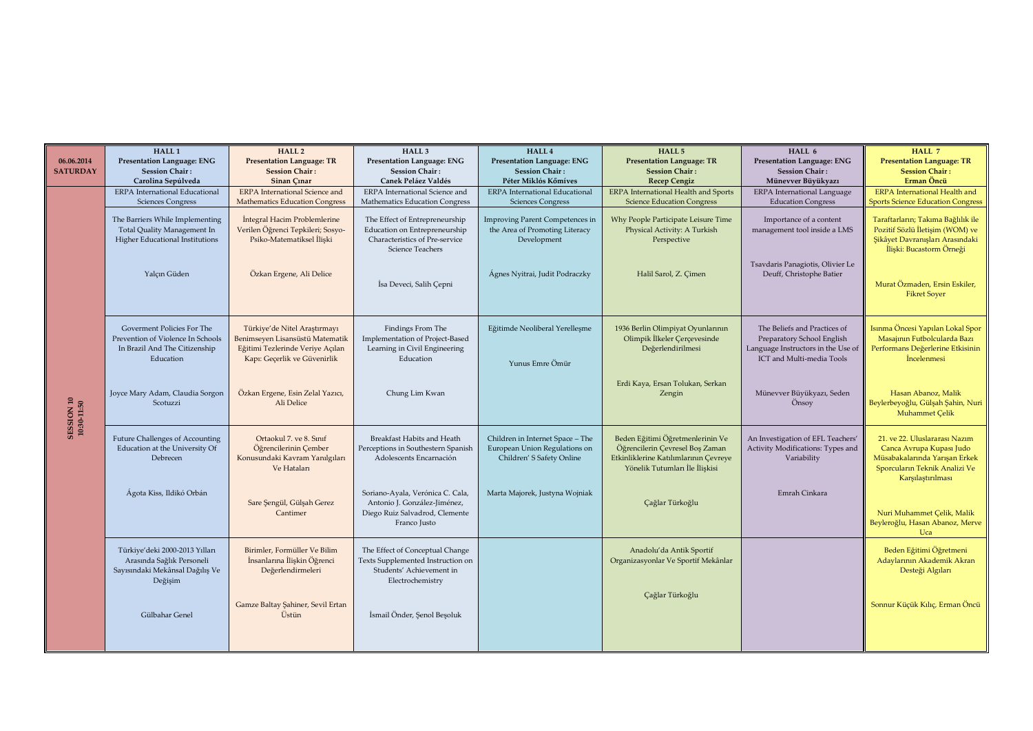| 06.06.2014 SATURDAY | HALL 1<br>Presentation Language: ENG<br>Session Chair :<br>Carolina Sepúlveda | HALL 2<br>Presentation Language: TR<br>Session Chair :<br>Sinan Çınar | HALL 3<br>Presentation Language: ENG<br>Session Chair :<br>Canek Peláez Valdés | HALL 4<br>Presentation Language: ENG<br>Session Chair :<br>Péter Miklós Kőmíves | HALL 5<br>Presentation Language: TR<br>Session Chair :<br>Recep Cengiz | HALL 6<br>Presentation Language: ENG<br>Session Chair :<br>Münevver Büyükyazı | HALL 7<br>Presentation Language: TR<br>Session Chair :<br>Erman Öncü |
|---|---|---|---|---|---|---|---|
| SESSION 10<br>10:30-11:50 | ERPA International Educational Sciences Congress | ERPA International Science and Mathematics Education Congress | ERPA International Science and Mathematics Education Congress | ERPA International Educational Sciences Congress | ERPA International Health and Sports Science Education Congress | ERPA International Language Education Congress | ERPA International Health and Sports Science Education Congress |
| | The Barriers While Implementing Total Quality Management In Higher Educational Institutions<br><br>Yalçın Güden | İntegral Hacim Problemlerine Verilen Öğrenci Tepkileri; Sosyo-Psiko-Matematiksel İlişki<br><br>Özkan Ergene, Ali Delice | The Effect of Entrepreneurship Education on Entrepreneurship Characteristics of Pre-service Science Teachers<br><br>İsa Deveci, Salih Çepni | Improving Parent Competences in the Area of Promoting Literacy Development<br><br>Ágnes Nyitrai, Judit Podraczky | Why People Participate Leisure Time Physical Activity: A Turkish Perspective<br><br>Halil Sarol, Z. Çimen | Importance of a content management tool inside a LMS<br><br>Tsavdaris Panagiotis, Olivier Le Deuff, Christophe Batier | Taraftarların; Takıma Bağlılık ile Pozitif Sözlü İletişim (WOM) ve Şikâyet Davranışları Arasındaki İlişki: Bucastorm Örneği<br><br>Murat Özmaden, Ersin Eskiler, Fikret Soyer |
| | Goverment Policies For The Prevention of Violence In Schools In Brazil And The Citizenship Education<br><br>Joyce Mary Adam, Claudia Sorgon Scotuzzi | Türkiye'de Nitel Araştırmayı Benimseyen Lisansüstü Matematik Eğitimi Tezlerinde Veriye Açılan Kapı: Geçerlik ve Güvenirlik<br><br>Özkan Ergene, Esin Zelal Yazıcı, Ali Delice | Findings From The Implementation of Project-Based Learning in Civil Engineering Education<br><br>Chung Lim Kwan | Eğitimde Neoliberal Yerelleşme<br><br>Yunus Emre Ömür | 1936 Berlin Olimpiyat Oyunlarının Olimpik İlkeler Çerçevesinde Değerlendirilmesi<br><br>Erdi Kaya, Ersan Tolukan, Serkan Zengin | The Beliefs and Practices of Preparatory School English Language Instructors in the Use of ICT and Multi-media Tools<br><br>Münevver Büyükyazı, Seden Önsoy | Isınma Öncesi Yapılan Lokal Spor Masajının Futbolcularda Bazı Performans Değerlerine Etkisinin İncelenmesi<br><br>Hasan Abanoz, Malik Beylerbeyoğlu, Gülşah Şahin, Nuri Muhammet Çelik |
| | Future Challenges of Accounting Education at the University Of Debrecen<br><br>Ágota Kiss, Ildikó Orbán | Ortaokul 7. ve 8. Sınıf Öğrencilerinin Çember Konusundaki Kavram Yanılgıları Ve Hataları<br><br>Sare Şengül, Gülşah Gerez Cantimer | Breakfast Habits and Heath Perceptions in Southestern Spanish Adolescents Encarnación<br><br>Soriano-Ayala, Verónica C. Cala, Antonio J. González-Jiménez, Diego Ruiz Salvadrod, Clemente Franco Justo | Children in Internet Space – The European Union Regulations on Children' S Safety Online<br><br>Marta Majorek, Justyna Wojniak | Beden Eğitimi Öğretmenlerinin Ve Öğrencilerin Çevresel Boş Zaman Etkinliklerine Katılımlarının Çevreye Yönelik Tutumları İle İlişkisi<br><br>Çağlar Türkoğlu | An Investigation of EFL Teachers' Activity Modifications: Types and Variability<br><br>Emrah Cinkara | 21. ve 22. Uluslararası Nazım Canca Avrupa Kupası Judo Müsabakalarında Yarışan Erkek Sporcuların Teknik Analizi Ve Karşılaştırılması<br><br>Nuri Muhammet Çelik, Malik Beyleroğlu, Hasan Abanoz, Merve Uca |
| | Türkiye'deki 2000-2013 Yılları Arasında Sağlık Personeli Sayısındaki Mekânsal Dağılış Ve Değişim<br><br>Gülbahar Genel | Birimler, Formüller Ve Bilim İnsanlarına İlişkin Öğrenci Değerlendirmeleri<br><br>Gamze Baltay Şahiner, Sevil Ertan Üstün | The Effect of Conceptual Change Texts Supplemented Instruction on Students' Achievement in Electrochemistry<br><br>İsmail Önder, Şenol Beşoluk | | Anadolu'da Antik Sportif Organizasyonlar Ve Sportif Mekânlar<br><br>Çağlar Türkoğlu | | Beden Eğitimi Öğretmeni Adaylarının Akademik Akran Desteği Algıları<br><br>Sonnur Küçük Kılıç, Erman Öncü |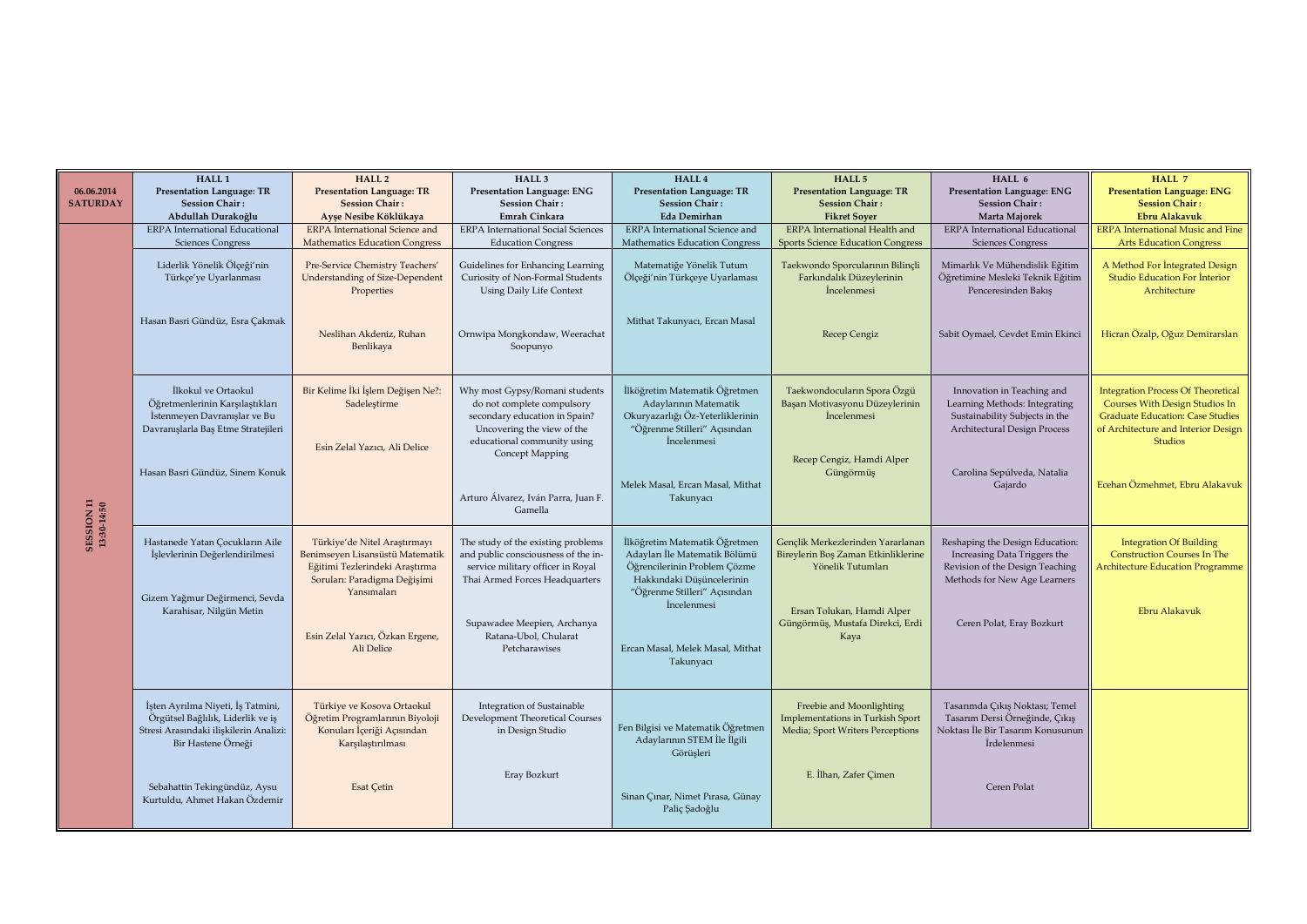| 06.06.2014 SATURDAY | HALL 1 Presentation Language: TR Session Chair : Abdullah Durakoğlu | HALL 2 Presentation Language: TR Session Chair : Ayşe Nesibe Köklükaya | HALL 3 Presentation Language: ENG Session Chair : Emrah Cinkara | HALL 4 Presentation Language: TR Session Chair : Eda Demirhan | HALL 5 Presentation Language: TR Session Chair : Fikret Soyer | HALL 6 Presentation Language: ENG Session Chair : Marta Majorek | HALL 7 Presentation Language: ENG Session Chair : Ebru Alakavuk |
|---|---|---|---|---|---|---|---|
| SESSION 11 13:30-14:50 | ERPA International Educational Sciences Congress | ERPA International Science and Mathematics Education Congress | ERPA International Social Sciences Education Congress | ERPA International Science and Mathematics Education Congress | ERPA International Health and Sports Science Education Congress | ERPA International Educational Sciences Congress | ERPA International Music and Fine Arts Education Congress |
| | Liderlik Yönelik Ölçeği'nin Türkçe'ye Uyarlanması<br><br>Hasan Basri Gündüz, Esra Çakmak | Pre-Service Chemistry Teachers' Understanding of Size-Dependent Properties<br><br>Neslihan Akdeniz, Ruhan Benlikaya | Guidelines for Enhancing Learning Curiosity of Non-Formal Students Using Daily Life Context<br><br>Ornwipa Mongkondaw, Weerachat Soopunyo | Matematiğe Yönelik Tutum Ölçeği'nin Türkçeye Uyarlaması<br><br>Mithat Takunyacı, Ercan Masal | Taekwondo Sporcularının Bilinçli Farkındalık Düzeylerinin İncelenmesi<br><br>Recep Cengiz | Mimarlık Ve Mühendislik Eğitim Öğretimine Mesleki Teknik Eğitim Penceresinden Bakış<br><br>Sabit Oymael, Cevdet Emin Ekinci | A Method For İntegrated Design Studio Education For İnterior Architecture<br><br>Hicran Özalp, Oğuz Demirarslan |
| | İlkokul ve Ortaokul Öğretmenlerinin Karşılaştıkları İstenmeyen Davranışlar ve Bu Davranışlarla Baş Etme Stratejileri<br><br>Hasan Basri Gündüz, Sinem Konuk | Bir Kelime İki İşlem Değişen Ne?: Sadeleştirme<br><br>Esin Zelal Yazıcı, Ali Delice | Why most Gypsy/Romani students do not complete compulsory secondary education in Spain? Uncovering the view of the educational community using Concept Mapping<br><br>Arturo Álvarez, Iván Parra, Juan F. Gamella | İlköğretim Matematik Öğretmen Adaylarının Matematik Okuryazarlığı Öz-Yeterliklerinin "Öğrenme Stilleri" Açısından İncelenmesi<br><br>Melek Masal, Ercan Masal, Mithat Takunyacı | Taekwondocuların Spora Özgü Başarı Motivasyonu Düzeylerinin İncelenmesi<br><br>Recep Cengiz, Hamdi Alper Güngörmüş | Innovation in Teaching and Learning Methods: Integrating Sustainability Subjects in the Architectural Design Process<br><br>Carolina Sepúlveda, Natalia Gajardo | Integration Process Of Theoretical Courses With Design Studios In Graduate Education: Case Studies of Architecture and Interior Design Studios<br><br>Ecehan Özmehmet, Ebru Alakavuk |
| | Hastanede Yatan Çocukların Aile İşlevlerinin Değerlendirilmesi<br><br>Gizem Yağmur Değirmenci, Sevda Karahisar, Nilgün Metin | Türkiye'de Nitel Araştırmayı Benimseyen Lisansüstü Matematik Eğitimi Tezlerindeki Araştırma Soruları: Paradigma Değişimi Yansımaları<br><br>Esin Zelal Yazıcı, Özkan Ergene, Ali Delice | The study of the existing problems and public consciousness of the in-service military officer in Royal Thai Armed Forces Headquarters<br><br>Supawadee Meepien, Archanya Ratana-Ubol, Chularat Petcharawises | İlköğretim Matematik Öğretmen Adayları İle Matematik Bölümü Öğrencilerinin Problem Çözme Hakkındaki Düşüncelerinin "Öğrenme Stilleri" Açısından İncelenmesi<br><br>Ercan Masal, Melek Masal, Mithat Takunyacı | Gençlik Merkezlerinden Yararlanan Bireylerin Boş Zaman Etkinliklerine Yönelik Tutumları<br><br>Ersan Tolukan, Hamdi Alper Güngörmüş, Mustafa Direkci, Erdi Kaya | Reshaping the Design Education: Increasing Data Triggers the Revision of the Design Teaching Methods for New Age Learners<br><br>Ceren Polat, Eray Bozkurt | Integration Of Building Construction Courses In The Architecture Education Programme<br><br>Ebru Alakavuk |
| | İşten Ayrılma Niyeti, İş Tatmini, Örgütsel Bağlılık, Liderlik ve iş Stresi Arasındaki ilişkilerin Analizi: Bir Hastene Örneği<br><br>Sebahattin Tekingündüz, Aysu Kurtuldu, Ahmet Hakan Özdemir | Türkiye ve Kosova Ortaokul Öğretim Programlarının Biyoloji Konuları İçeriği Açısından Karşılaştırılması<br><br>Esat Çetin | Integration of Sustainable Development Theoretical Courses in Design Studio<br><br>Eray Bozkurt | Fen Bilgisi ve Matematik Öğretmen Adaylarının STEM İle İlgili Görüşleri<br><br>Sinan Çınar, Nimet Pırasa, Günay Paliç Şadoğlu | Freebie and Moonlighting Implementations in Turkish Sport Media; Sport Writers Perceptions<br><br>E. İlhan, Zafer Çimen | Tasarımda Çıkış Noktası; Temel Tasarım Dersi Örneğinde, Çıkış Noktası İle Bir Tasarım Konusunun İrdelenmesi<br><br>Ceren Polat | |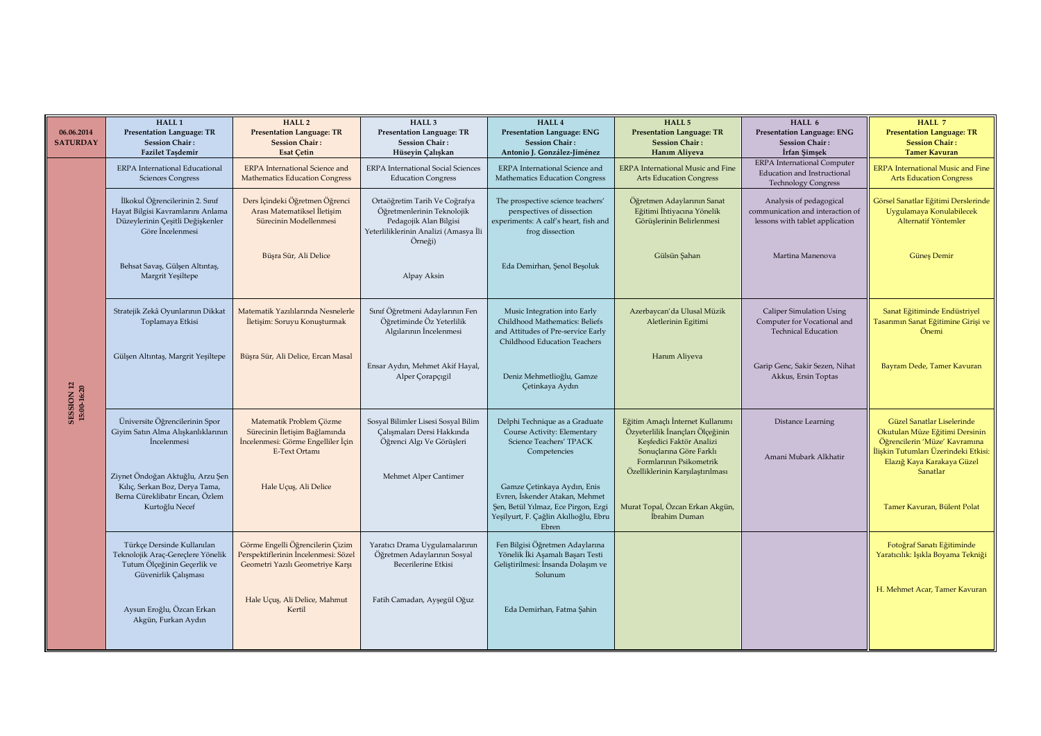| 06.06.2014 SATURDAY | HALL 1 Presentation Language: TR Session Chair: Fazilet Taşdemir | HALL 2 Presentation Language: TR Session Chair: Esat Çetin | HALL 3 Presentation Language: TR Session Chair: Hüseyin Çalışkan | HALL 4 Presentation Language: ENG Session Chair: Antonio J. González-Jiménez | HALL 5 Presentation Language: TR Session Chair: Hanım Aliyeva | HALL 6 Presentation Language: ENG Session Chair: İrfan Şimşek | HALL 7 Presentation Language: TR Session Chair: Tamer Kavuran |
|---|---|---|---|---|---|---|---|
| SESSION 12 15:00-16:20 | ERPA International Educational Sciences Congress | ERPA International Science and Mathematics Education Congress | ERPA International Social Sciences Education Congress | ERPA International Science and Mathematics Education Congress | ERPA International Music and Fine Arts Education Congress | ERPA International Computer Education and Instructional Technology Congress | ERPA International Music and Fine Arts Education Congress |
| | İlkokul Öğrencilerinin 2. Sınıf Hayat Bilgisi Kavramlarını Anlama Düzeylerinin Çeşitli Değişkenler Göre İncelenmesi<br><br>Behsat Savaş, Gülşen Altıntaş, Margrit Yeşiltepe | Ders İçindeki Öğretmen Öğrenci Arası Matematiksel İletişim Sürecinin Modellenmesi<br><br>Büşra Sür, Ali Delice | Ortaöğretim Tarih Ve Coğrafya Öğretmenlerinin Teknolojik Pedagojik Alan Bilgisi Yeterliliklerinin Analizi (Amasya İli Örneği)<br><br>Alpay Aksin | The prospective science teachers' perspectives of dissection experiments: A calf's heart, fish and frog dissection<br><br>Eda Demirhan, Şenol Beşoluk | Öğretmen Adaylarının Sanat Eğitimi İhtiyacına Yönelik Görüşlerinin Belirlenmesi<br><br>Gülsün Şahan | Analysis of pedagogical communication and interaction of lessons with tablet application<br><br>Martina Manenova | Görsel Sanatlar Eğitimi Derslerinde Uygulamaya Konulabilecek Alternatif Yöntemler<br><br>Güneş Demir |
| | Stratejik Zekâ Oyunlarının Dikkat Toplamaya Etkisi<br><br>Gülşen Altıntaş, Margrit Yeşiltepe | Matematik Yazılılarında Nesnelerle İletişim: Soruyu Konuşturmak<br><br>Büşra Sür, Ali Delice, Ercan Masal | Sınıf Öğretmeni Adaylarının Fen Öğretiminde Öz Yeterlilik Algılarının İncelenmesi<br><br>Ensar Aydın, Mehmet Akif Hayal, Alper Çorapçıgil | Music Integration into Early Childhood Mathematics: Beliefs and Attitudes of Pre-service Early Childhood Education Teachers<br><br>Deniz Mehmetlioğlu, Gamze Çetinkaya Aydın | Azerbaycan'da Ulusal Müzik Aletlerinin Egitimi<br><br>Hanım Aliyeva | Caliper Simulation Using Computer for Vocational and Technical Education<br><br>Garip Genc, Sakir Sezen, Nihat Akkus, Ersin Toptas | Sanat Eğitiminde Endüstriyel Tasarımın Sanat Eğitimine Girişi ve Önemi<br><br>Bayram Dede, Tamer Kavuran |
| | Üniversite Öğrencilerinin Spor Giyim Satın Alma Alışkanlıklarının İncelenmesi<br><br>Ziynet Öndoğan Aktuğlu, Arzu Şen Kılıç, Serkan Boz, Derya Tama, Berna Cüreklibatır Encan, Özlem Kurtoğlu Necef | Matematik Problem Çözme Sürecinin İletişim Bağlamında İncelenmesi: Görme Engelliler İçin E-Text Ortamı<br><br>Hale Uçuş, Ali Delice | Sosyal Bilimler Lisesi Sosyal Bilim Çalışmaları Dersi Hakkında Öğrenci Algı Ve Görüşleri<br><br>Mehmet Alper Cantimer | Delphi Technique as a Graduate Course Activity: Elementary Science Teachers' TPACK Competencies<br><br>Gamze Çetinkaya Aydın, Enis Evren, İskender Atakan, Mehmet Şen, Betül Yılmaz, Ece Pirgon, Ezgi Yeşilyurt, F. Çağlin Akıllıoğlu, Ebru Ebren | Eğitim Amaçlı İnternet Kullanımı Özyeterlilik İnançları Ölçeğinin Keşfedici Faktör Analizi Sonuçlarına Göre Farklı Formlarının Psikometrik Özelliklerinin Karşılaştırılması<br><br>Murat Topal, Özcan Erkan Akgün, İbrahim Duman | Distance Learning<br><br>Amani Mubark Alkhatir | Güzel Sanatlar Liselerinde Okutulan Müze Eğitimi Dersinin Öğrencilerin 'Müze' Kavramına İlişkin Tutumları Üzerindeki Etkisi: Elazığ Kaya Karakaya Güzel Sanatlar<br><br>Tamer Kavuran, Bülent Polat |
| | Türkçe Dersinde Kullanılan Teknolojik Araç-Gereçlere Yönelik Tutum Ölçeğinin Geçerlik ve Güvenirlik Çalışması<br><br>Aysun Eroğlu, Özcan Erkan Akgün, Furkan Aydın | Görme Engelli Öğrencilerin Çizim Perspektiflerinin İncelenmesi: Sözel Geometri Yazılı Geometriye Karşı<br><br>Hale Uçuş, Ali Delice, Mahmut Kertil | Yaratıcı Drama Uygulamalarının Öğretmen Adaylarının Sosyal Becerilerine Etkisi<br><br>Fatih Camadan, Ayşegül Oğuz | Fen Bilgisi Öğretmen Adaylarına Yönelik İki Aşamalı Başarı Testi Geliştirilmesi: İnsanda Dolaşım ve Solunum<br><br>Eda Demirhan, Fatma Şahin | | | Fotoğraf Sanatı Eğitiminde Yaratıcılık: Işıkla Boyama Tekniği<br><br>H. Mehmet Acar, Tamer Kavuran |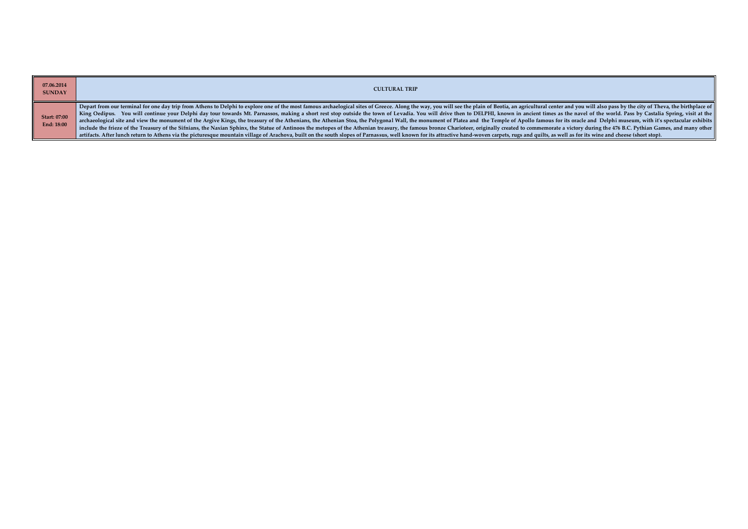| | |
|---|---|
| **07.06.2014 SUNDAY** | **CULTURAL TRIP** |
| **Start: 07:00 End: 18:00** | **Depart from our terminal for one day trip from Athens to Delphi to explore one of the most famous archaelogical sites of Greece. Along the way, you will see the plain of Beotia, an agricultural center and you will also pass by the city of Theva, the birthplace of King Oedipus. You will continue your Delphi day tour towards Mt. Parnassos, making a short rest stop outside the town of Levadia. You will drive then to DELPHI, known in ancient times as the navel of the world. Pass by Castalia Spring, visit at the archaeological site and view the monument of the Argive Kings, the treasury of the Athenians, the Athenian Stoa, the Polygonal Wall, the monument of Platea and the Temple of Apollo famous for its oracle and Delphi museum, with it's spectacular exhibits include the frieze of the Treasury of the Sifnians, the Naxian Sphinx, the Statue of Antinoos the metopes of the Athenian treasury, the famous bronze Charioteer, originally created to commemorate a victory during the 476 B.C. Pythian Games, and many other artifacts. After lunch return to Athens via the picturesque mountain village of Arachova, built on the south slopes of Parnassus, well known for its attractive hand-woven carpets, rugs and quilts, as well as for its wine and cheese (short stop).** |